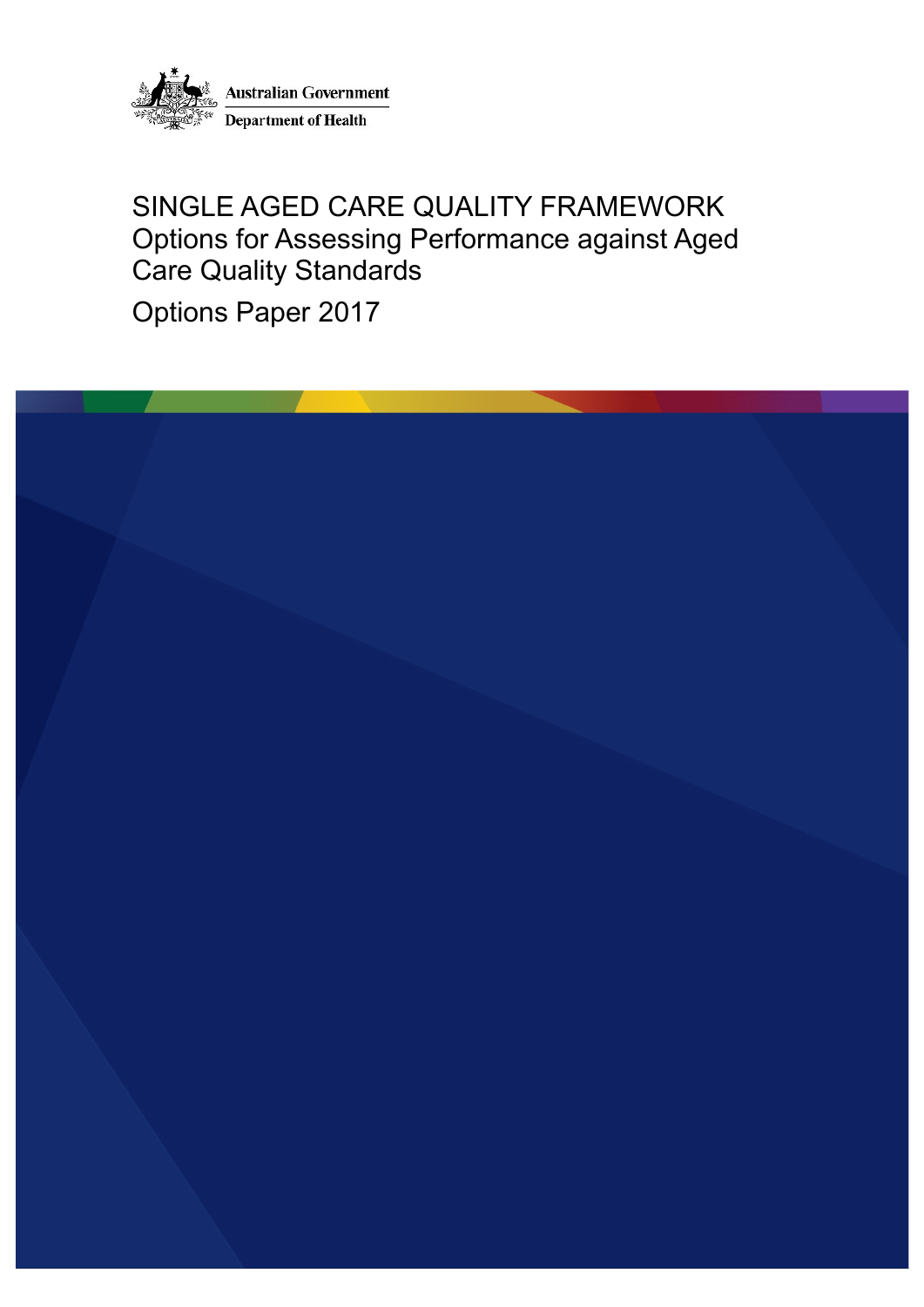Australian Government

Department of Health

# SINGLE AGED CARE QUALITY FRAMEWORK

## Options for Assessing Performance against Aged Care Quality Standards

Options Paper 2017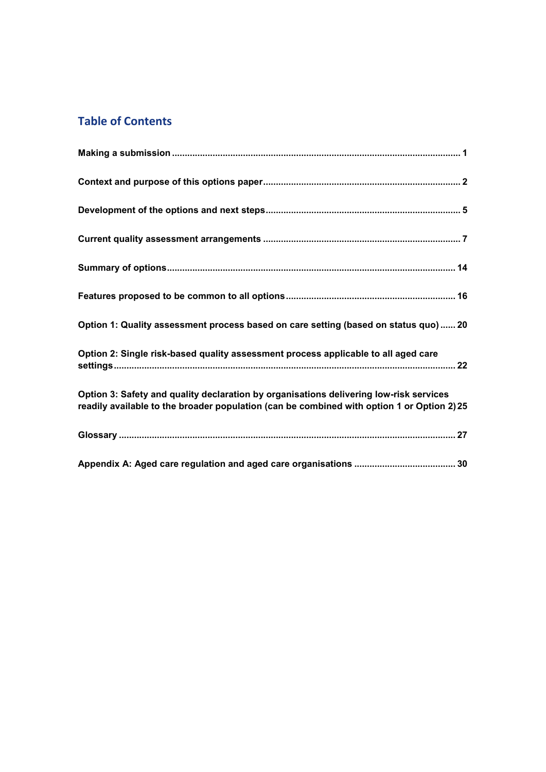## Table of Contents

**Making a submission** ................................................................................................................ **1**

**Context and purpose of this options paper** ............................................................................ **2**

**Development of the options and next steps** ........................................................................... **5**

**Current quality assessment arrangements** ............................................................................ **7**

**Summary of options** ................................................................................................................ **14**

**Features proposed to be common to all options** .................................................................. **16**

**Option 1: Quality assessment process based on care setting (based on status quo)** ...... **20**

**Option 2: Single risk-based quality assessment process applicable to all aged care settings** ..................................................................................................................................... **22**

**Option 3: Safety and quality declaration by organisations delivering low-risk services readily available to the broader population (can be combined with option 1 or Option 2)** **25**

**Glossary** ................................................................................................................................... **27**

**Appendix A: Aged care regulation and aged care organisations** ....................................... **30**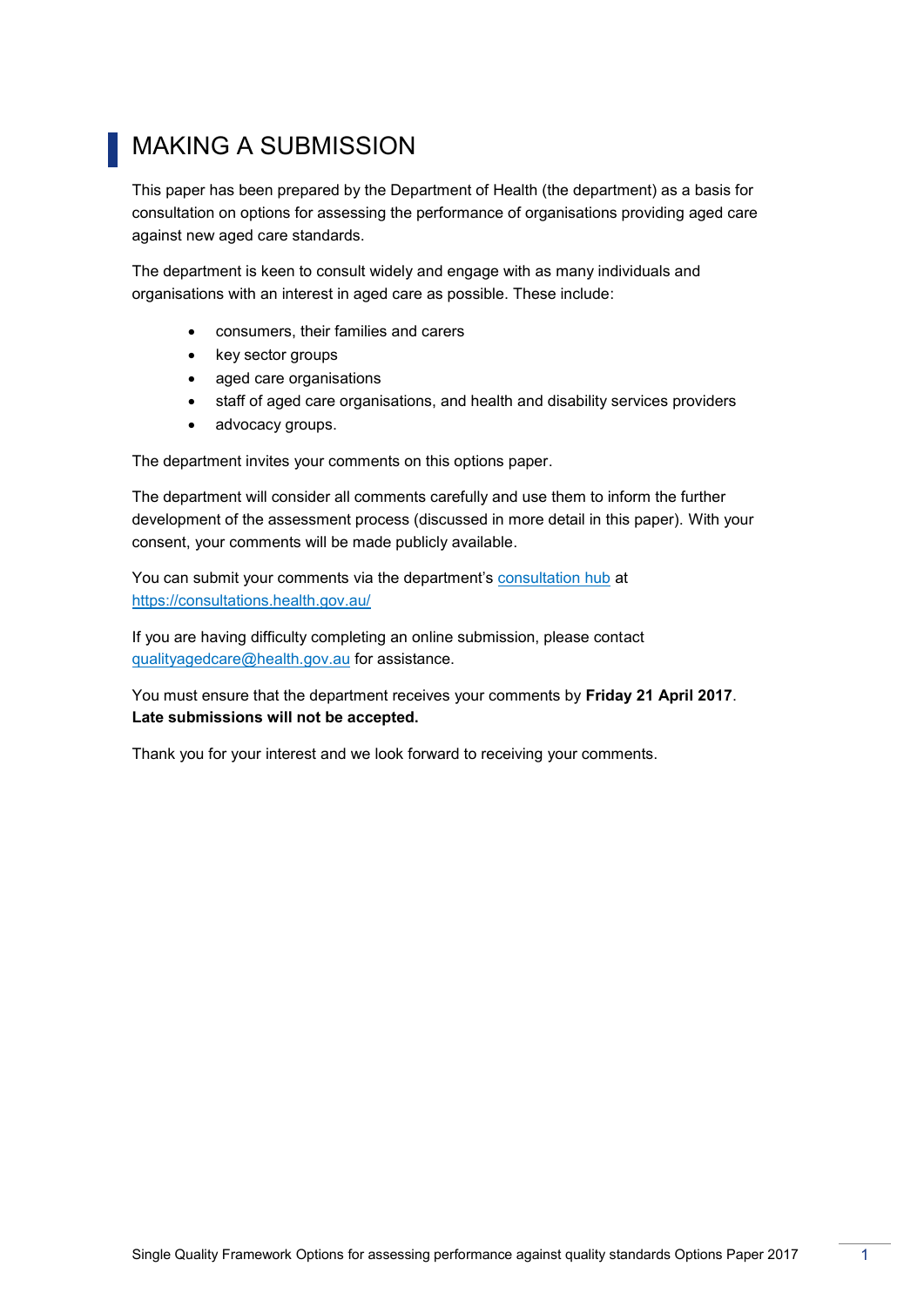# MAKING A SUBMISSION

This paper has been prepared by the Department of Health (the department) as a basis for consultation on options for assessing the performance of organisations providing aged care against new aged care standards.

The department is keen to consult widely and engage with as many individuals and organisations with an interest in aged care as possible. These include:

- consumers, their families and carers
- key sector groups
- aged care organisations
- staff of aged care organisations, and health and disability services providers
- advocacy groups.

The department invites your comments on this options paper.

The department will consider all comments carefully and use them to inform the further development of the assessment process (discussed in more detail in this paper). With your consent, your comments will be made publicly available.

You can submit your comments via the department's [consultation hub](https://consultations.health.gov.au/) at [https://consultations.health.gov.au/](https://consultations.health.gov.au/)

If you are having difficulty completing an online submission, please contact [qualityagedcare@health.gov.au](mailto:qualityagedcare@health.gov.au) for assistance.

You must ensure that the department receives your comments by **Friday 21 April 2017**. **Late submissions will not be accepted.**

Thank you for your interest and we look forward to receiving your comments.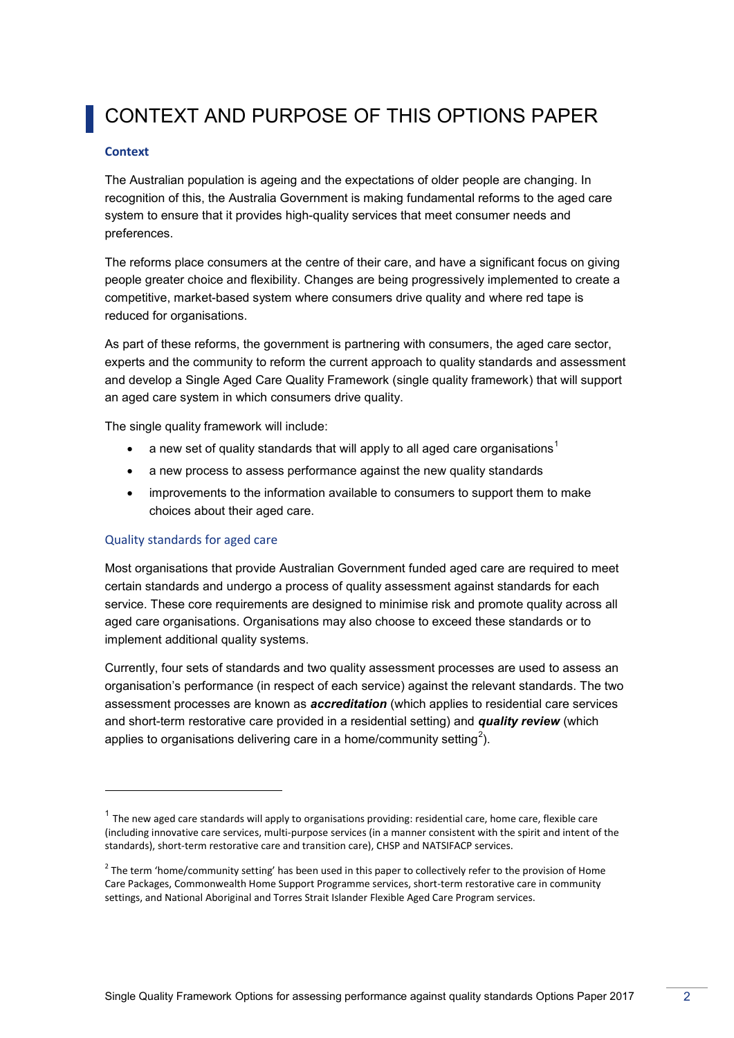# CONTEXT AND PURPOSE OF THIS OPTIONS PAPER

### Context

The Australian population is ageing and the expectations of older people are changing. In recognition of this, the Australia Government is making fundamental reforms to the aged care system to ensure that it provides high-quality services that meet consumer needs and preferences.

The reforms place consumers at the centre of their care, and have a significant focus on giving people greater choice and flexibility. Changes are being progressively implemented to create a competitive, market-based system where consumers drive quality and where red tape is reduced for organisations.

As part of these reforms, the government is partnering with consumers, the aged care sector, experts and the community to reform the current approach to quality standards and assessment and develop a Single Aged Care Quality Framework (single quality framework) that will support an aged care system in which consumers drive quality.

The single quality framework will include:

- a new set of quality standards that will apply to all aged care organisations[1]
- a new process to assess performance against the new quality standards
- improvements to the information available to consumers to support them to make choices about their aged care.

### Quality standards for aged care

Most organisations that provide Australian Government funded aged care are required to meet certain standards and undergo a process of quality assessment against standards for each service. These core requirements are designed to minimise risk and promote quality across all aged care organisations. Organisations may also choose to exceed these standards or to implement additional quality systems.

Currently, four sets of standards and two quality assessment processes are used to assess an organisation's performance (in respect of each service) against the relevant standards. The two assessment processes are known as ***accreditation*** (which applies to residential care services and short-term restorative care provided in a residential setting) and ***quality review*** (which applies to organisations delivering care in a home/community setting[2]).

---

[1] The new aged care standards will apply to organisations providing: residential care, home care, flexible care (including innovative care services, multi-purpose services (in a manner consistent with the spirit and intent of the standards), short-term restorative care and transition care), CHSP and NATSIFACP services.

[2] The term 'home/community setting' has been used in this paper to collectively refer to the provision of Home Care Packages, Commonwealth Home Support Programme services, short-term restorative care in community settings, and National Aboriginal and Torres Strait Islander Flexible Aged Care Program services.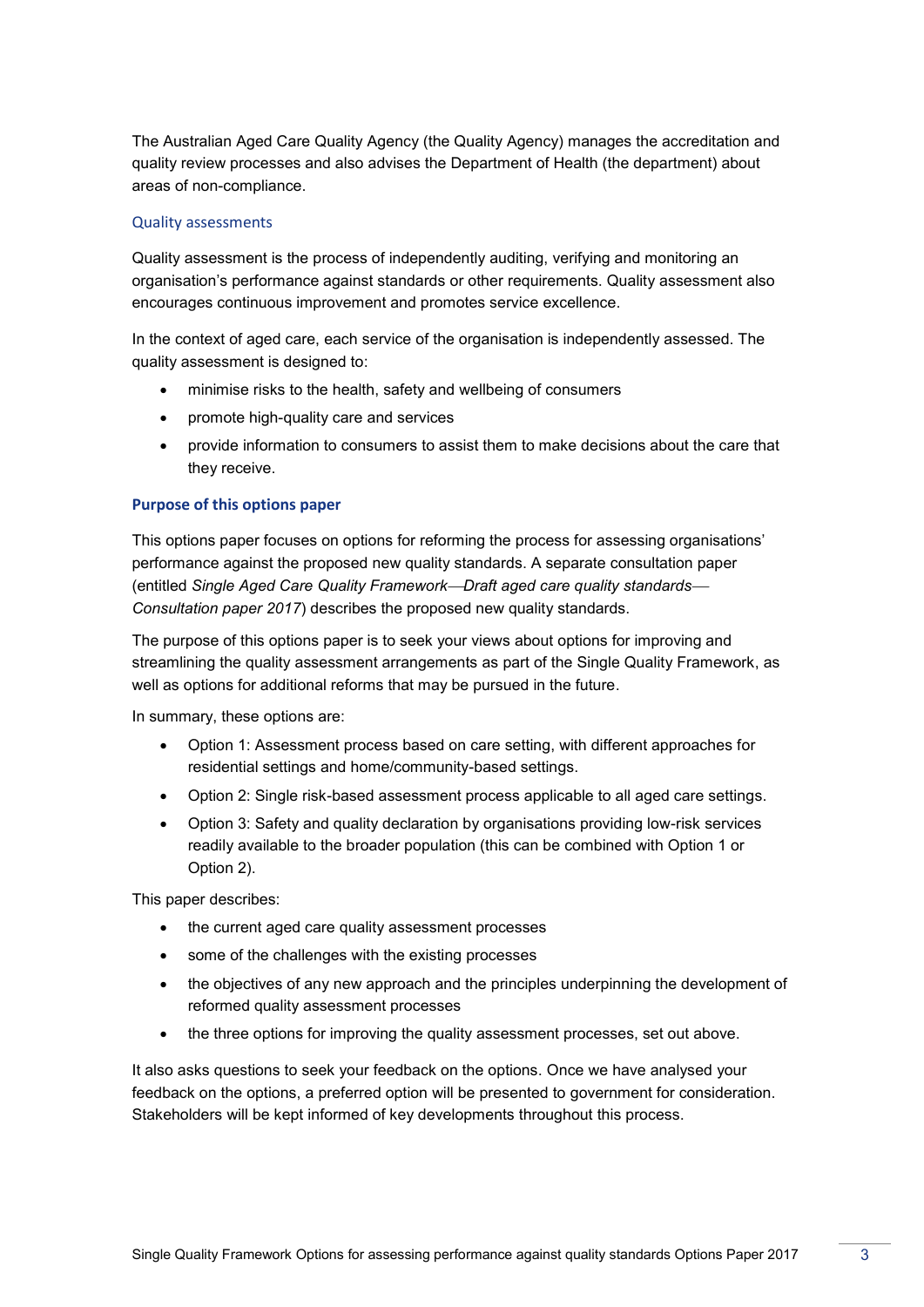The Australian Aged Care Quality Agency (the Quality Agency) manages the accreditation and quality review processes and also advises the Department of Health (the department) about areas of non-compliance.

### Quality assessments

Quality assessment is the process of independently auditing, verifying and monitoring an organisation's performance against standards or other requirements. Quality assessment also encourages continuous improvement and promotes service excellence.

In the context of aged care, each service of the organisation is independently assessed. The quality assessment is designed to:

- minimise risks to the health, safety and wellbeing of consumers
- promote high-quality care and services
- provide information to consumers to assist them to make decisions about the care that they receive.

## Purpose of this options paper

This options paper focuses on options for reforming the process for assessing organisations' performance against the proposed new quality standards. A separate consultation paper (entitled *Single Aged Care Quality Framework—Draft aged care quality standards—Consultation paper 2017*) describes the proposed new quality standards.

The purpose of this options paper is to seek your views about options for improving and streamlining the quality assessment arrangements as part of the Single Quality Framework, as well as options for additional reforms that may be pursued in the future.

In summary, these options are:

- Option 1: Assessment process based on care setting, with different approaches for residential settings and home/community-based settings.
- Option 2: Single risk-based assessment process applicable to all aged care settings.
- Option 3: Safety and quality declaration by organisations providing low-risk services readily available to the broader population (this can be combined with Option 1 or Option 2).

This paper describes:

- the current aged care quality assessment processes
- some of the challenges with the existing processes
- the objectives of any new approach and the principles underpinning the development of reformed quality assessment processes
- the three options for improving the quality assessment processes, set out above.

It also asks questions to seek your feedback on the options. Once we have analysed your feedback on the options, a preferred option will be presented to government for consideration. Stakeholders will be kept informed of key developments throughout this process.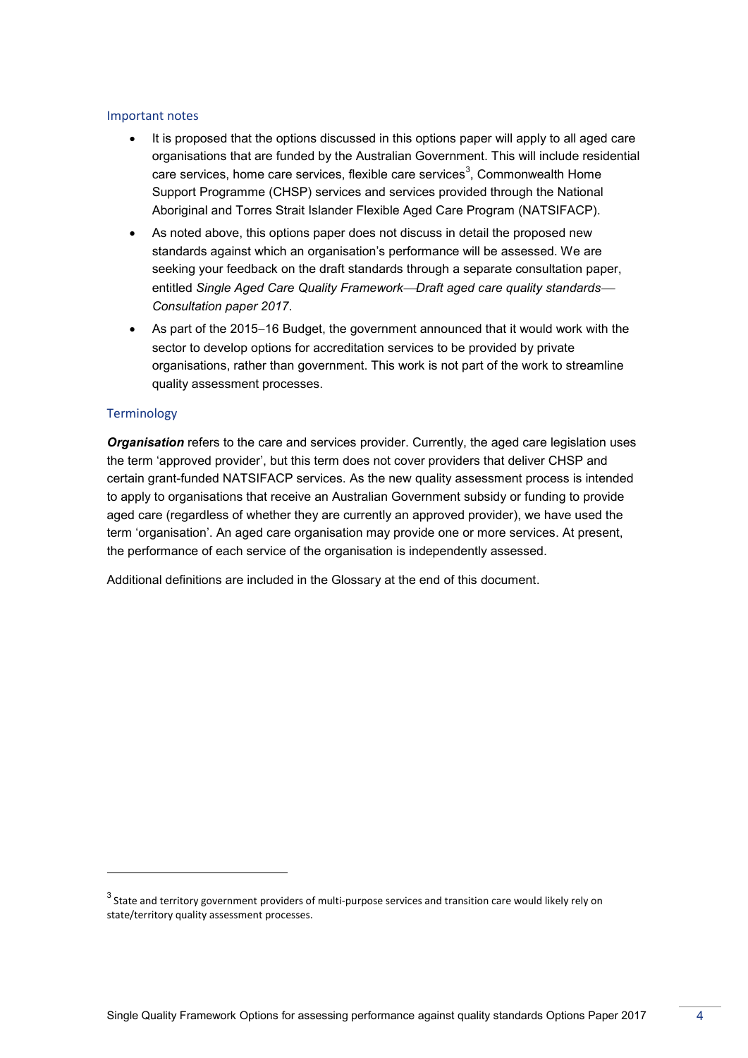## Important notes

- It is proposed that the options discussed in this options paper will apply to all aged care organisations that are funded by the Australian Government. This will include residential care services, home care services, flexible care services[3], Commonwealth Home Support Programme (CHSP) services and services provided through the National Aboriginal and Torres Strait Islander Flexible Aged Care Program (NATSIFACP).
- As noted above, this options paper does not discuss in detail the proposed new standards against which an organisation's performance will be assessed. We are seeking your feedback on the draft standards through a separate consultation paper, entitled *Single Aged Care Quality Framework—Draft aged care quality standards—Consultation paper 2017*.
- As part of the 2015–16 Budget, the government announced that it would work with the sector to develop options for accreditation services to be provided by private organisations, rather than government. This work is not part of the work to streamline quality assessment processes.

## Terminology

***Organisation*** refers to the care and services provider. Currently, the aged care legislation uses the term 'approved provider', but this term does not cover providers that deliver CHSP and certain grant-funded NATSIFACP services. As the new quality assessment process is intended to apply to organisations that receive an Australian Government subsidy or funding to provide aged care (regardless of whether they are currently an approved provider), we have used the term 'organisation'. An aged care organisation may provide one or more services. At present, the performance of each service of the organisation is independently assessed.

Additional definitions are included in the Glossary at the end of this document.

---

[3] State and territory government providers of multi-purpose services and transition care would likely rely on state/territory quality assessment processes.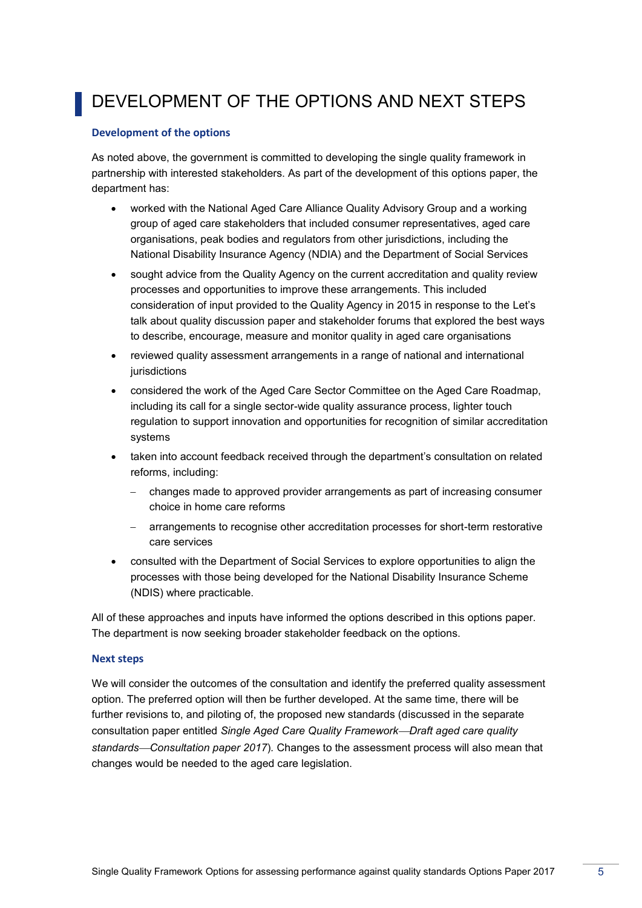# DEVELOPMENT OF THE OPTIONS AND NEXT STEPS

### Development of the options

As noted above, the government is committed to developing the single quality framework in partnership with interested stakeholders. As part of the development of this options paper, the department has:

- worked with the National Aged Care Alliance Quality Advisory Group and a working group of aged care stakeholders that included consumer representatives, aged care organisations, peak bodies and regulators from other jurisdictions, including the National Disability Insurance Agency (NDIA) and the Department of Social Services
- sought advice from the Quality Agency on the current accreditation and quality review processes and opportunities to improve these arrangements. This included consideration of input provided to the Quality Agency in 2015 in response to the Let's talk about quality discussion paper and stakeholder forums that explored the best ways to describe, encourage, measure and monitor quality in aged care organisations
- reviewed quality assessment arrangements in a range of national and international jurisdictions
- considered the work of the Aged Care Sector Committee on the Aged Care Roadmap, including its call for a single sector-wide quality assurance process, lighter touch regulation to support innovation and opportunities for recognition of similar accreditation systems
- taken into account feedback received through the department's consultation on related reforms, including:
  - changes made to approved provider arrangements as part of increasing consumer choice in home care reforms
  - arrangements to recognise other accreditation processes for short-term restorative care services
- consulted with the Department of Social Services to explore opportunities to align the processes with those being developed for the National Disability Insurance Scheme (NDIS) where practicable.

All of these approaches and inputs have informed the options described in this options paper. The department is now seeking broader stakeholder feedback on the options.

### Next steps

We will consider the outcomes of the consultation and identify the preferred quality assessment option. The preferred option will then be further developed. At the same time, there will be further revisions to, and piloting of, the proposed new standards (discussed in the separate consultation paper entitled *Single Aged Care Quality Framework—Draft aged care quality standards—Consultation paper 2017*). Changes to the assessment process will also mean that changes would be needed to the aged care legislation.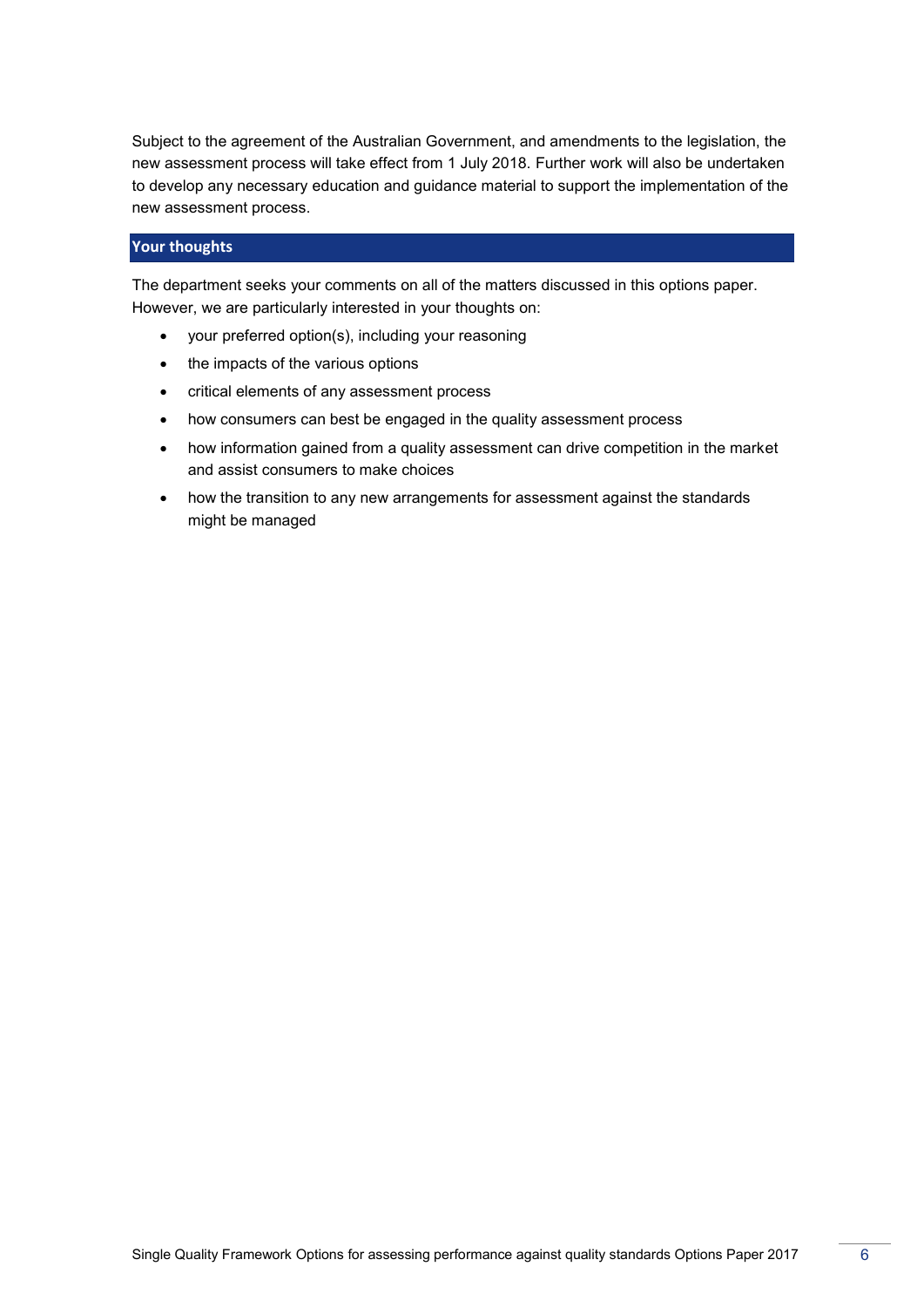Subject to the agreement of the Australian Government, and amendments to the legislation, the new assessment process will take effect from 1 July 2018. Further work will also be undertaken to develop any necessary education and guidance material to support the implementation of the new assessment process.

## Your thoughts

The department seeks your comments on all of the matters discussed in this options paper. However, we are particularly interested in your thoughts on:

- your preferred option(s), including your reasoning
- the impacts of the various options
- critical elements of any assessment process
- how consumers can best be engaged in the quality assessment process
- how information gained from a quality assessment can drive competition in the market and assist consumers to make choices
- how the transition to any new arrangements for assessment against the standards might be managed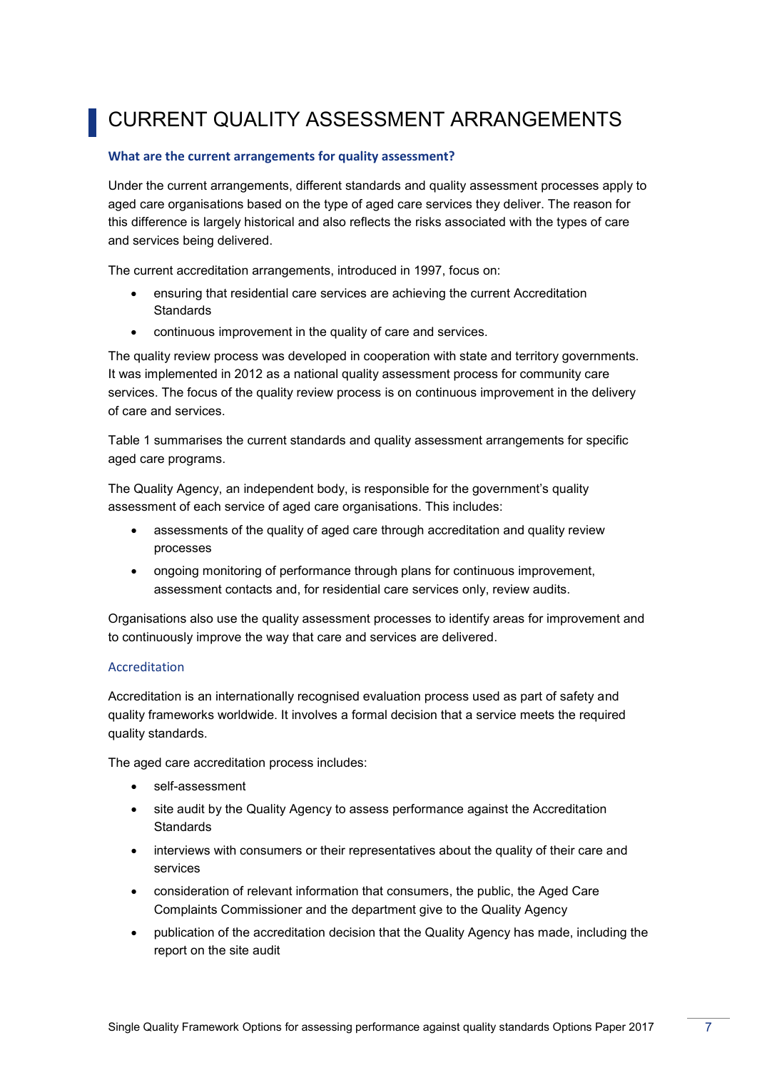# CURRENT QUALITY ASSESSMENT ARRANGEMENTS

### What are the current arrangements for quality assessment?

Under the current arrangements, different standards and quality assessment processes apply to aged care organisations based on the type of aged care services they deliver. The reason for this difference is largely historical and also reflects the risks associated with the types of care and services being delivered.

The current accreditation arrangements, introduced in 1997, focus on:

- ensuring that residential care services are achieving the current Accreditation Standards
- continuous improvement in the quality of care and services.

The quality review process was developed in cooperation with state and territory governments. It was implemented in 2012 as a national quality assessment process for community care services. The focus of the quality review process is on continuous improvement in the delivery of care and services.

Table 1 summarises the current standards and quality assessment arrangements for specific aged care programs.

The Quality Agency, an independent body, is responsible for the government's quality assessment of each service of aged care organisations. This includes:

- assessments of the quality of aged care through accreditation and quality review processes
- ongoing monitoring of performance through plans for continuous improvement, assessment contacts and, for residential care services only, review audits.

Organisations also use the quality assessment processes to identify areas for improvement and to continuously improve the way that care and services are delivered.

#### Accreditation

Accreditation is an internationally recognised evaluation process used as part of safety and quality frameworks worldwide. It involves a formal decision that a service meets the required quality standards.

The aged care accreditation process includes:

- self-assessment
- site audit by the Quality Agency to assess performance against the Accreditation Standards
- interviews with consumers or their representatives about the quality of their care and services
- consideration of relevant information that consumers, the public, the Aged Care Complaints Commissioner and the department give to the Quality Agency
- publication of the accreditation decision that the Quality Agency has made, including the report on the site audit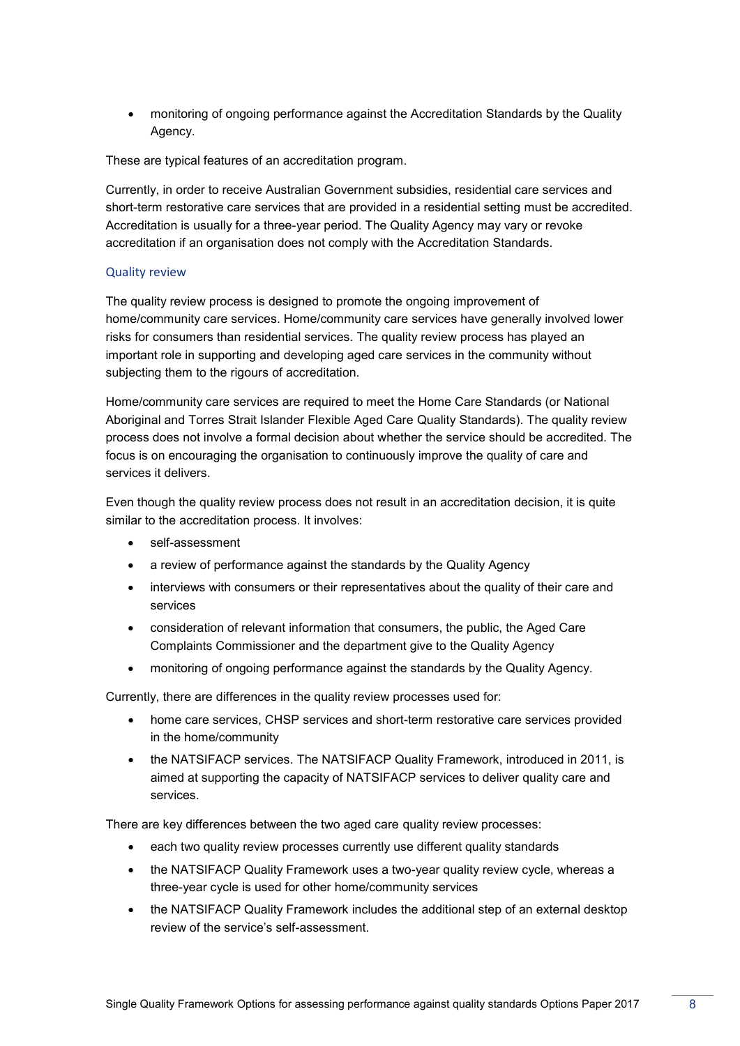- monitoring of ongoing performance against the Accreditation Standards by the Quality Agency.

These are typical features of an accreditation program.

Currently, in order to receive Australian Government subsidies, residential care services and short-term restorative care services that are provided in a residential setting must be accredited. Accreditation is usually for a three-year period. The Quality Agency may vary or revoke accreditation if an organisation does not comply with the Accreditation Standards.

### Quality review

The quality review process is designed to promote the ongoing improvement of home/community care services. Home/community care services have generally involved lower risks for consumers than residential services. The quality review process has played an important role in supporting and developing aged care services in the community without subjecting them to the rigours of accreditation.

Home/community care services are required to meet the Home Care Standards (or National Aboriginal and Torres Strait Islander Flexible Aged Care Quality Standards). The quality review process does not involve a formal decision about whether the service should be accredited. The focus is on encouraging the organisation to continuously improve the quality of care and services it delivers.

Even though the quality review process does not result in an accreditation decision, it is quite similar to the accreditation process. It involves:

- self-assessment
- a review of performance against the standards by the Quality Agency
- interviews with consumers or their representatives about the quality of their care and services
- consideration of relevant information that consumers, the public, the Aged Care Complaints Commissioner and the department give to the Quality Agency
- monitoring of ongoing performance against the standards by the Quality Agency.

Currently, there are differences in the quality review processes used for:

- home care services, CHSP services and short-term restorative care services provided in the home/community
- the NATSIFACP services. The NATSIFACP Quality Framework, introduced in 2011, is aimed at supporting the capacity of NATSIFACP services to deliver quality care and services.

There are key differences between the two aged care quality review processes:

- each two quality review processes currently use different quality standards
- the NATSIFACP Quality Framework uses a two-year quality review cycle, whereas a three-year cycle is used for other home/community services
- the NATSIFACP Quality Framework includes the additional step of an external desktop review of the service's self-assessment.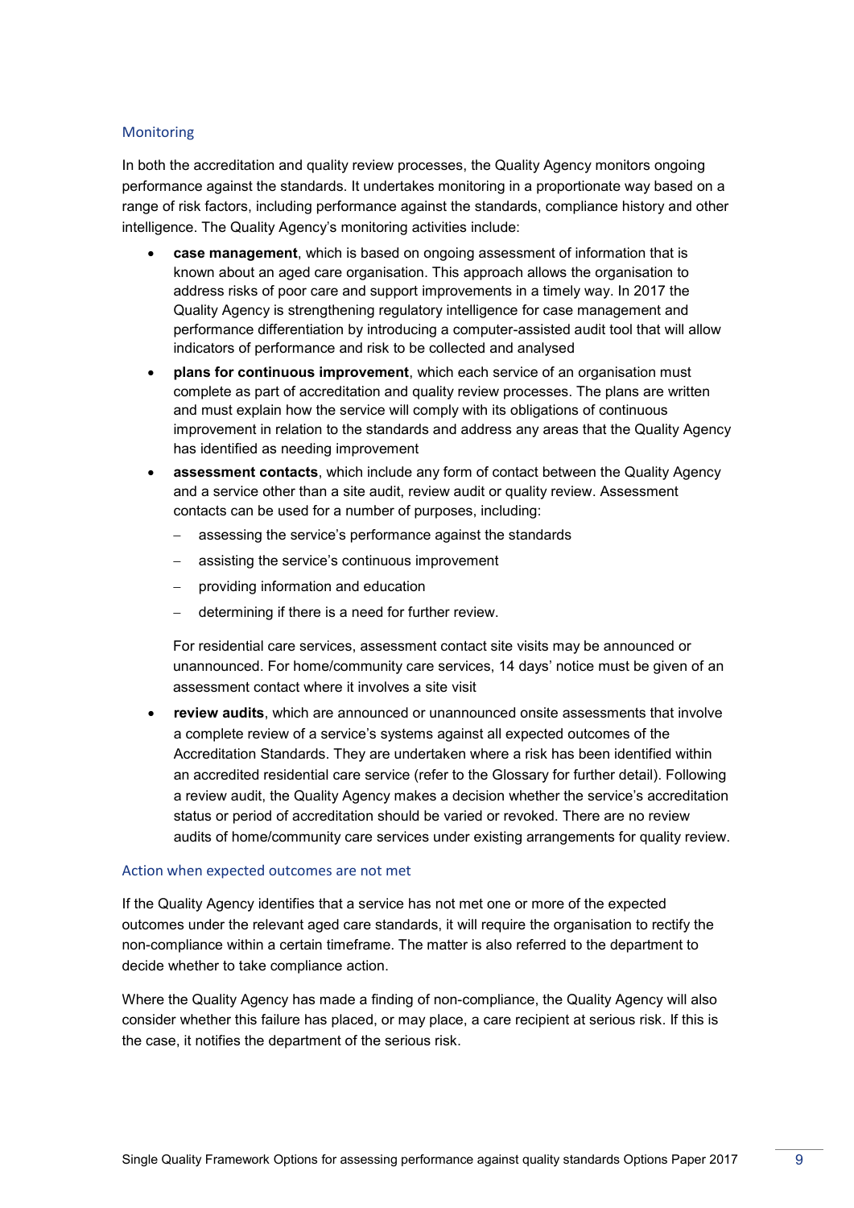### Monitoring

In both the accreditation and quality review processes, the Quality Agency monitors ongoing performance against the standards. It undertakes monitoring in a proportionate way based on a range of risk factors, including performance against the standards, compliance history and other intelligence. The Quality Agency's monitoring activities include:

- **case management**, which is based on ongoing assessment of information that is known about an aged care organisation. This approach allows the organisation to address risks of poor care and support improvements in a timely way. In 2017 the Quality Agency is strengthening regulatory intelligence for case management and performance differentiation by introducing a computer-assisted audit tool that will allow indicators of performance and risk to be collected and analysed
- **plans for continuous improvement**, which each service of an organisation must complete as part of accreditation and quality review processes. The plans are written and must explain how the service will comply with its obligations of continuous improvement in relation to the standards and address any areas that the Quality Agency has identified as needing improvement
- **assessment contacts**, which include any form of contact between the Quality Agency and a service other than a site audit, review audit or quality review. Assessment contacts can be used for a number of purposes, including:
  - assessing the service's performance against the standards
  - assisting the service's continuous improvement
  - providing information and education
  - determining if there is a need for further review.

  For residential care services, assessment contact site visits may be announced or unannounced. For home/community care services, 14 days' notice must be given of an assessment contact where it involves a site visit
- **review audits**, which are announced or unannounced onsite assessments that involve a complete review of a service's systems against all expected outcomes of the Accreditation Standards. They are undertaken where a risk has been identified within an accredited residential care service (refer to the Glossary for further detail). Following a review audit, the Quality Agency makes a decision whether the service's accreditation status or period of accreditation should be varied or revoked. There are no review audits of home/community care services under existing arrangements for quality review.

### Action when expected outcomes are not met

If the Quality Agency identifies that a service has not met one or more of the expected outcomes under the relevant aged care standards, it will require the organisation to rectify the non-compliance within a certain timeframe. The matter is also referred to the department to decide whether to take compliance action.

Where the Quality Agency has made a finding of non-compliance, the Quality Agency will also consider whether this failure has placed, or may place, a care recipient at serious risk. If this is the case, it notifies the department of the serious risk.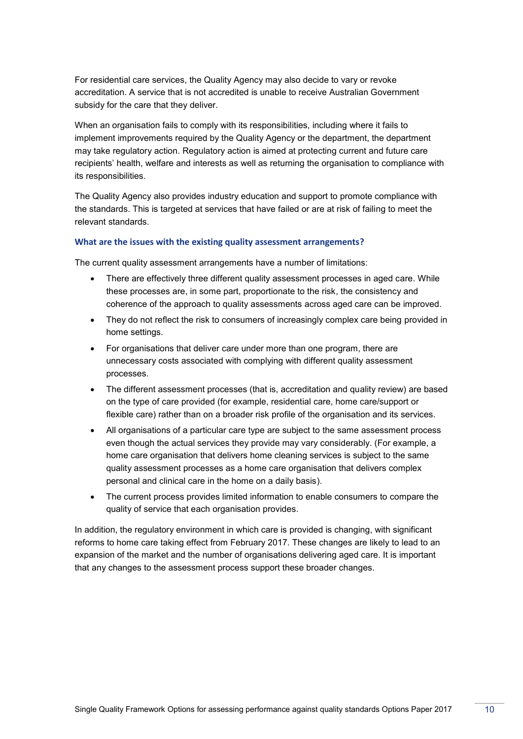For residential care services, the Quality Agency may also decide to vary or revoke accreditation. A service that is not accredited is unable to receive Australian Government subsidy for the care that they deliver.

When an organisation fails to comply with its responsibilities, including where it fails to implement improvements required by the Quality Agency or the department, the department may take regulatory action. Regulatory action is aimed at protecting current and future care recipients' health, welfare and interests as well as returning the organisation to compliance with its responsibilities.

The Quality Agency also provides industry education and support to promote compliance with the standards. This is targeted at services that have failed or are at risk of failing to meet the relevant standards.

### What are the issues with the existing quality assessment arrangements?

The current quality assessment arrangements have a number of limitations:

- There are effectively three different quality assessment processes in aged care. While these processes are, in some part, proportionate to the risk, the consistency and coherence of the approach to quality assessments across aged care can be improved.
- They do not reflect the risk to consumers of increasingly complex care being provided in home settings.
- For organisations that deliver care under more than one program, there are unnecessary costs associated with complying with different quality assessment processes.
- The different assessment processes (that is, accreditation and quality review) are based on the type of care provided (for example, residential care, home care/support or flexible care) rather than on a broader risk profile of the organisation and its services.
- All organisations of a particular care type are subject to the same assessment process even though the actual services they provide may vary considerably. (For example, a home care organisation that delivers home cleaning services is subject to the same quality assessment processes as a home care organisation that delivers complex personal and clinical care in the home on a daily basis).
- The current process provides limited information to enable consumers to compare the quality of service that each organisation provides.

In addition, the regulatory environment in which care is provided is changing, with significant reforms to home care taking effect from February 2017. These changes are likely to lead to an expansion of the market and the number of organisations delivering aged care. It is important that any changes to the assessment process support these broader changes.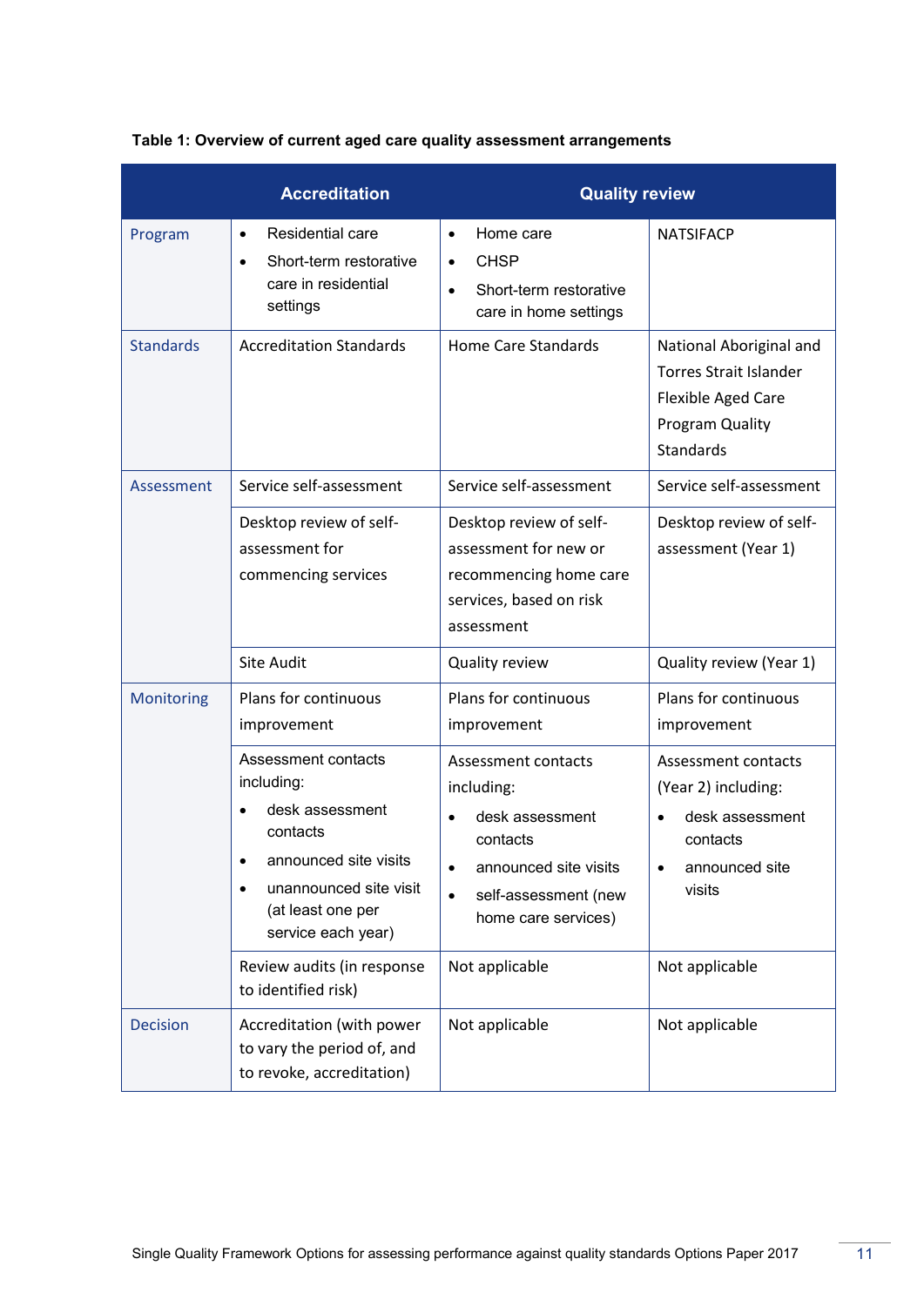**Table 1: Overview of current aged care quality assessment arrangements**

| | Accreditation | Quality review | |
|---|---|---|---|
| Program | • Residential care<br>• Short-term restorative care in residential settings | • Home care<br>• CHSP<br>• Short-term restorative care in home settings | NATSIFACP |
| Standards | Accreditation Standards | Home Care Standards | National Aboriginal and Torres Strait Islander Flexible Aged Care Program Quality Standards |
| Assessment | Service self-assessment | Service self-assessment | Service self-assessment |
| | Desktop review of self-assessment for commencing services | Desktop review of self-assessment for new or recommencing home care services, based on risk assessment | Desktop review of self-assessment (Year 1) |
| | Site Audit | Quality review | Quality review (Year 1) |
| Monitoring | Plans for continuous improvement | Plans for continuous improvement | Plans for continuous improvement |
| | Assessment contacts including:<br>• desk assessment contacts<br>• announced site visits<br>• unannounced site visit (at least one per service each year) | Assessment contacts including:<br>• desk assessment contacts<br>• announced site visits<br>• self-assessment (new home care services) | Assessment contacts (Year 2) including:<br>• desk assessment contacts<br>• announced site visits |
| | Review audits (in response to identified risk) | Not applicable | Not applicable |
| Decision | Accreditation (with power to vary the period of, and to revoke, accreditation) | Not applicable | Not applicable |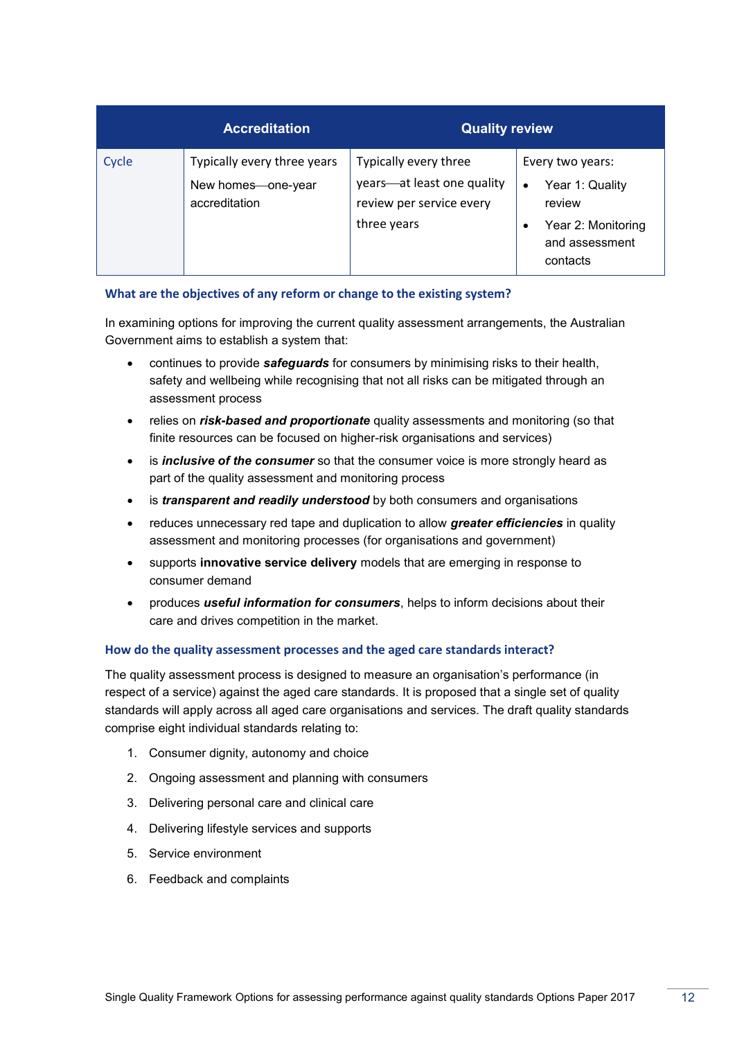| | Accreditation | Quality review | |
|---|---|---|---|
| Cycle | Typically every three years<br>New homes—one-year accreditation | Typically every three years—at least one quality review per service every three years | Every two years:<br>• Year 1: Quality review<br>• Year 2: Monitoring and assessment contacts |

### What are the objectives of any reform or change to the existing system?

In examining options for improving the current quality assessment arrangements, the Australian Government aims to establish a system that:

- continues to provide ***safeguards*** for consumers by minimising risks to their health, safety and wellbeing while recognising that not all risks can be mitigated through an assessment process
- relies on ***risk-based and proportionate*** quality assessments and monitoring (so that finite resources can be focused on higher-risk organisations and services)
- is ***inclusive of the consumer*** so that the consumer voice is more strongly heard as part of the quality assessment and monitoring process
- is ***transparent and readily understood*** by both consumers and organisations
- reduces unnecessary red tape and duplication to allow ***greater efficiencies*** in quality assessment and monitoring processes (for organisations and government)
- supports **innovative service delivery** models that are emerging in response to consumer demand
- produces ***useful information for consumers***, helps to inform decisions about their care and drives competition in the market.

### How do the quality assessment processes and the aged care standards interact?

The quality assessment process is designed to measure an organisation's performance (in respect of a service) against the aged care standards. It is proposed that a single set of quality standards will apply across all aged care organisations and services. The draft quality standards comprise eight individual standards relating to:

1. Consumer dignity, autonomy and choice
2. Ongoing assessment and planning with consumers
3. Delivering personal care and clinical care
4. Delivering lifestyle services and supports
5. Service environment
6. Feedback and complaints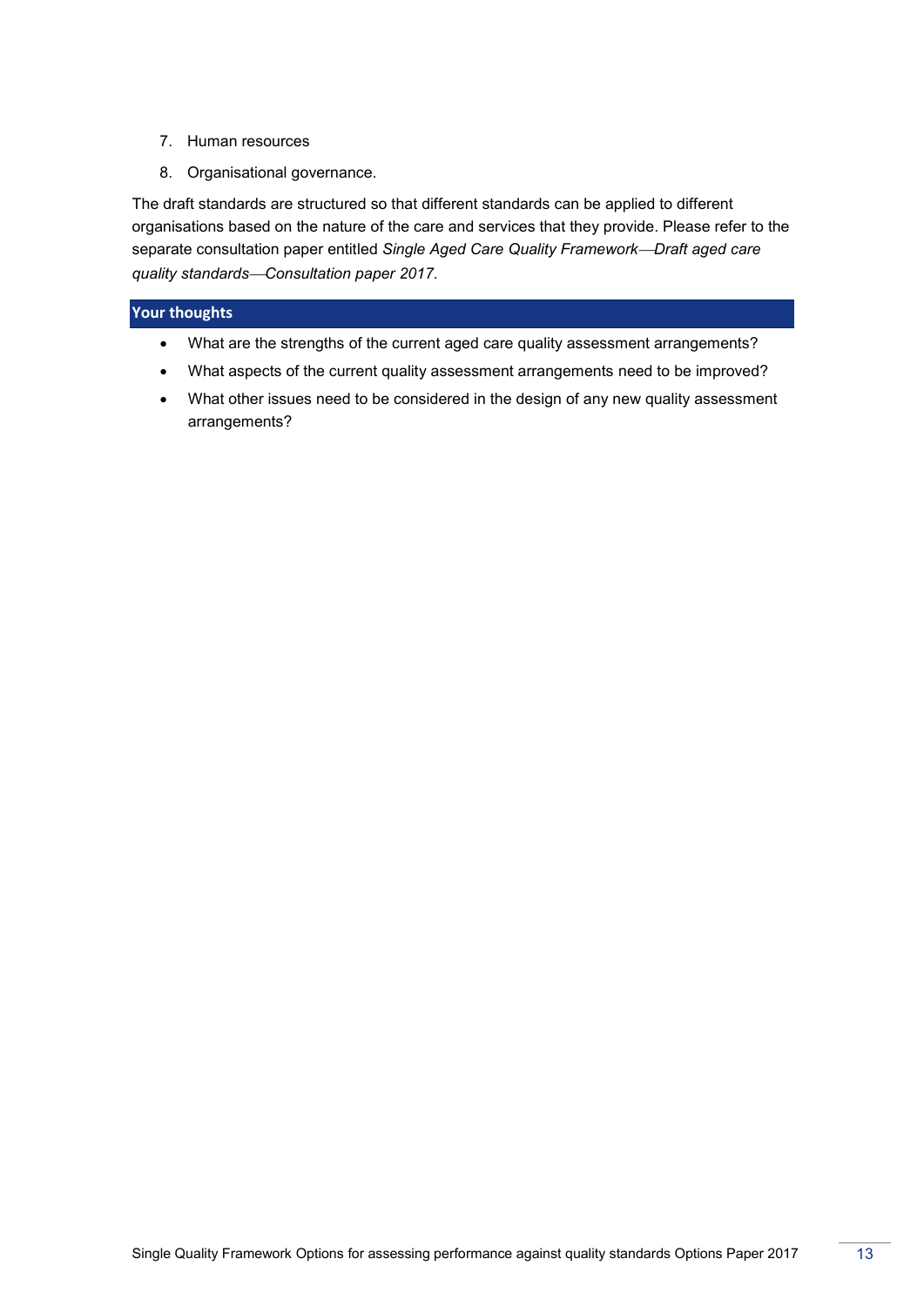7. Human resources
8. Organisational governance.

The draft standards are structured so that different standards can be applied to different organisations based on the nature of the care and services that they provide. Please refer to the separate consultation paper entitled *Single Aged Care Quality Framework—Draft aged care quality standards—Consultation paper 2017*.

### Your thoughts

- What are the strengths of the current aged care quality assessment arrangements?
- What aspects of the current quality assessment arrangements need to be improved?
- What other issues need to be considered in the design of any new quality assessment arrangements?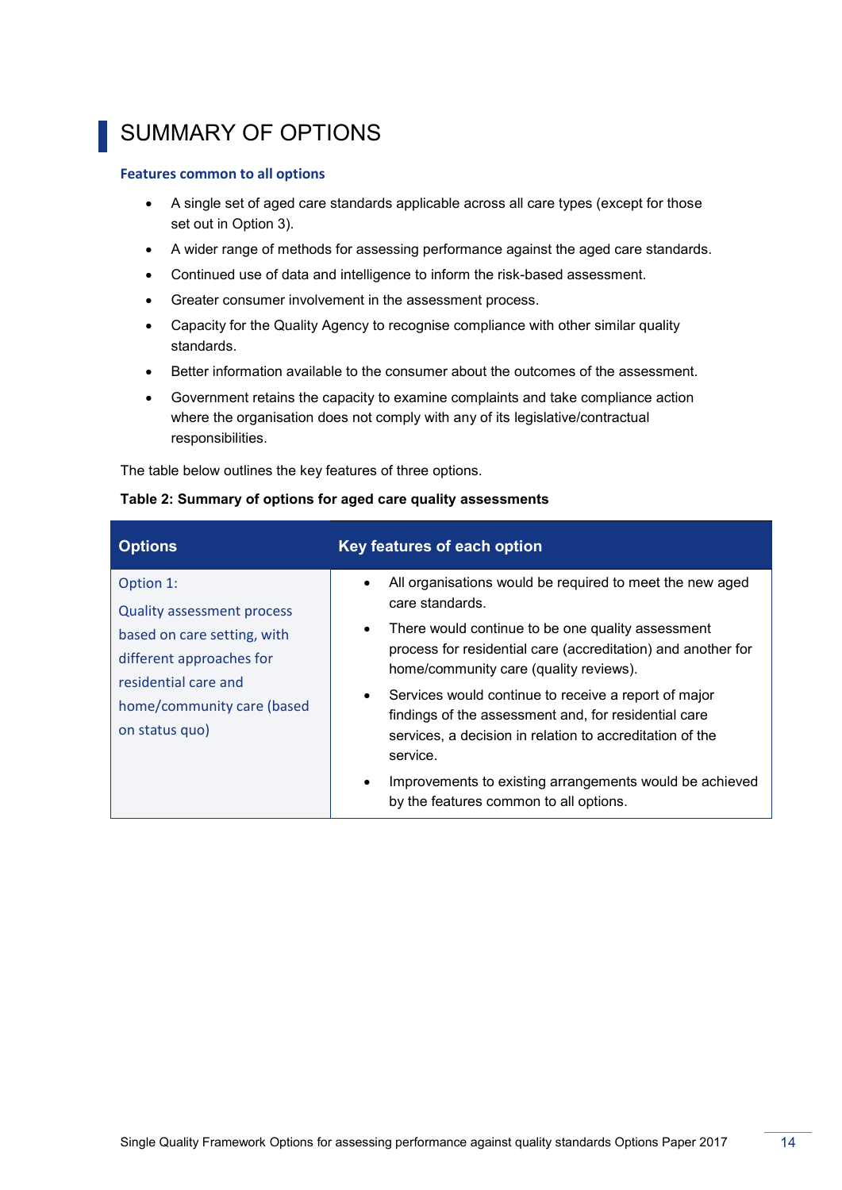# SUMMARY OF OPTIONS

### Features common to all options

- A single set of aged care standards applicable across all care types (except for those set out in Option 3).
- A wider range of methods for assessing performance against the aged care standards.
- Continued use of data and intelligence to inform the risk-based assessment.
- Greater consumer involvement in the assessment process.
- Capacity for the Quality Agency to recognise compliance with other similar quality standards.
- Better information available to the consumer about the outcomes of the assessment.
- Government retains the capacity to examine complaints and take compliance action where the organisation does not comply with any of its legislative/contractual responsibilities.

The table below outlines the key features of three options.

**Table 2: Summary of options for aged care quality assessments**

| Options | Key features of each option |
|---|---|
| Option 1: Quality assessment process based on care setting, with different approaches for residential care and home/community care (based on status quo) | • All organisations would be required to meet the new aged care standards. • There would continue to be one quality assessment process for residential care (accreditation) and another for home/community care (quality reviews). • Services would continue to receive a report of major findings of the assessment and, for residential care services, a decision in relation to accreditation of the service. • Improvements to existing arrangements would be achieved by the features common to all options. |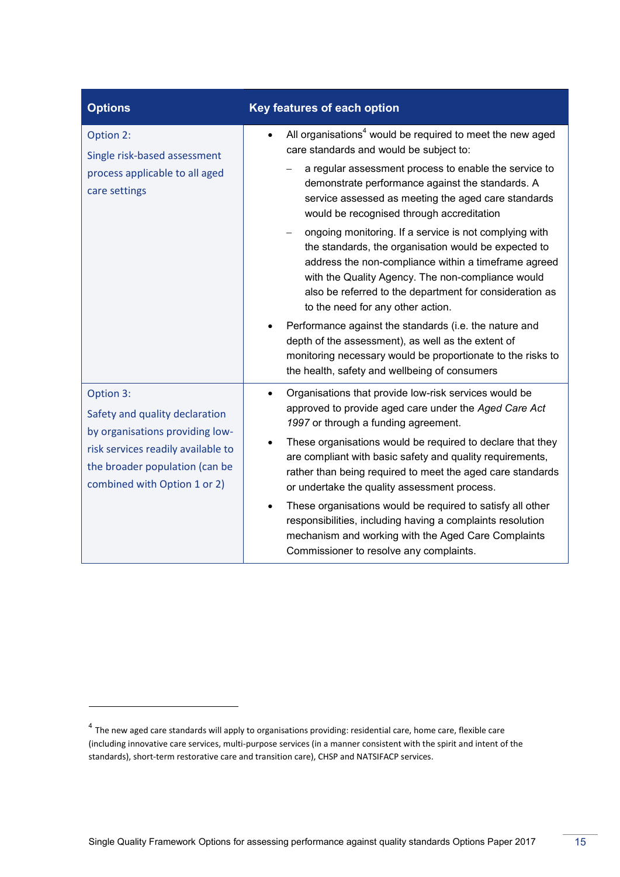| Options | Key features of each option |
|---|---|
| Option 2: Single risk-based assessment process applicable to all aged care settings | • All organisations[4] would be required to meet the new aged care standards and would be subject to:<br>– a regular assessment process to enable the service to demonstrate performance against the standards. A service assessed as meeting the aged care standards would be recognised through accreditation<br>– ongoing monitoring. If a service is not complying with the standards, the organisation would be expected to address the non-compliance within a timeframe agreed with the Quality Agency. The non-compliance would also be referred to the department for consideration as to the need for any other action.<br>• Performance against the standards (i.e. the nature and depth of the assessment), as well as the extent of monitoring necessary would be proportionate to the risks to the health, safety and wellbeing of consumers |
| Option 3: Safety and quality declaration by organisations providing low-risk services readily available to the broader population (can be combined with Option 1 or 2) | • Organisations that provide low-risk services would be approved to provide aged care under the *Aged Care Act 1997* or through a funding agreement.<br>• These organisations would be required to declare that they are compliant with basic safety and quality requirements, rather than being required to meet the aged care standards or undertake the quality assessment process.<br>• These organisations would be required to satisfy all other responsibilities, including having a complaints resolution mechanism and working with the Aged Care Complaints Commissioner to resolve any complaints. |

[4] The new aged care standards will apply to organisations providing: residential care, home care, flexible care (including innovative care services, multi-purpose services (in a manner consistent with the spirit and intent of the standards), short-term restorative care and transition care), CHSP and NATSIFACP services.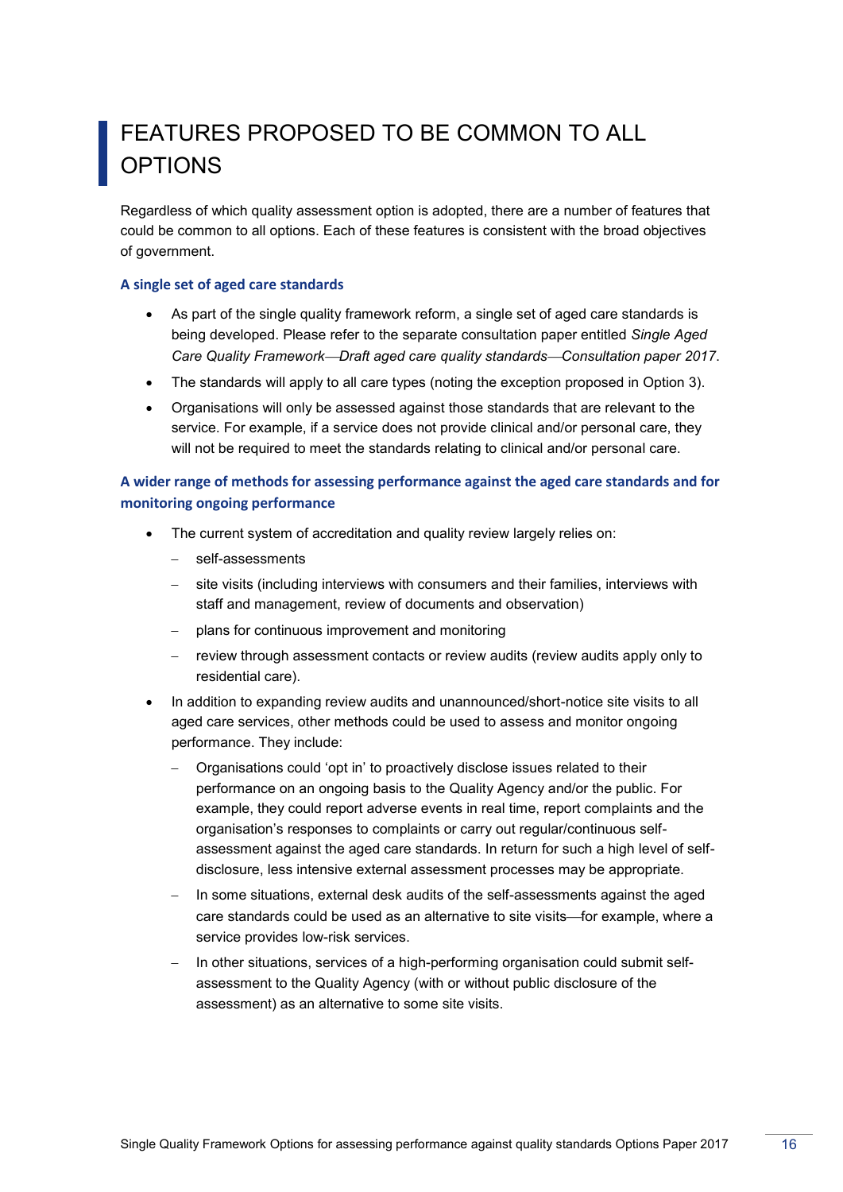# FEATURES PROPOSED TO BE COMMON TO ALL OPTIONS

Regardless of which quality assessment option is adopted, there are a number of features that could be common to all options. Each of these features is consistent with the broad objectives of government.

### A single set of aged care standards

- As part of the single quality framework reform, a single set of aged care standards is being developed. Please refer to the separate consultation paper entitled *Single Aged Care Quality Framework—Draft aged care quality standards—Consultation paper 2017*.
- The standards will apply to all care types (noting the exception proposed in Option 3).
- Organisations will only be assessed against those standards that are relevant to the service. For example, if a service does not provide clinical and/or personal care, they will not be required to meet the standards relating to clinical and/or personal care.

### A wider range of methods for assessing performance against the aged care standards and for monitoring ongoing performance

- The current system of accreditation and quality review largely relies on:
  - self-assessments
  - site visits (including interviews with consumers and their families, interviews with staff and management, review of documents and observation)
  - plans for continuous improvement and monitoring
  - review through assessment contacts or review audits (review audits apply only to residential care).
- In addition to expanding review audits and unannounced/short-notice site visits to all aged care services, other methods could be used to assess and monitor ongoing performance. They include:
  - Organisations could 'opt in' to proactively disclose issues related to their performance on an ongoing basis to the Quality Agency and/or the public. For example, they could report adverse events in real time, report complaints and the organisation's responses to complaints or carry out regular/continuous self-assessment against the aged care standards. In return for such a high level of self-disclosure, less intensive external assessment processes may be appropriate.
  - In some situations, external desk audits of the self-assessments against the aged care standards could be used as an alternative to site visits—for example, where a service provides low-risk services.
  - In other situations, services of a high-performing organisation could submit self-assessment to the Quality Agency (with or without public disclosure of the assessment) as an alternative to some site visits.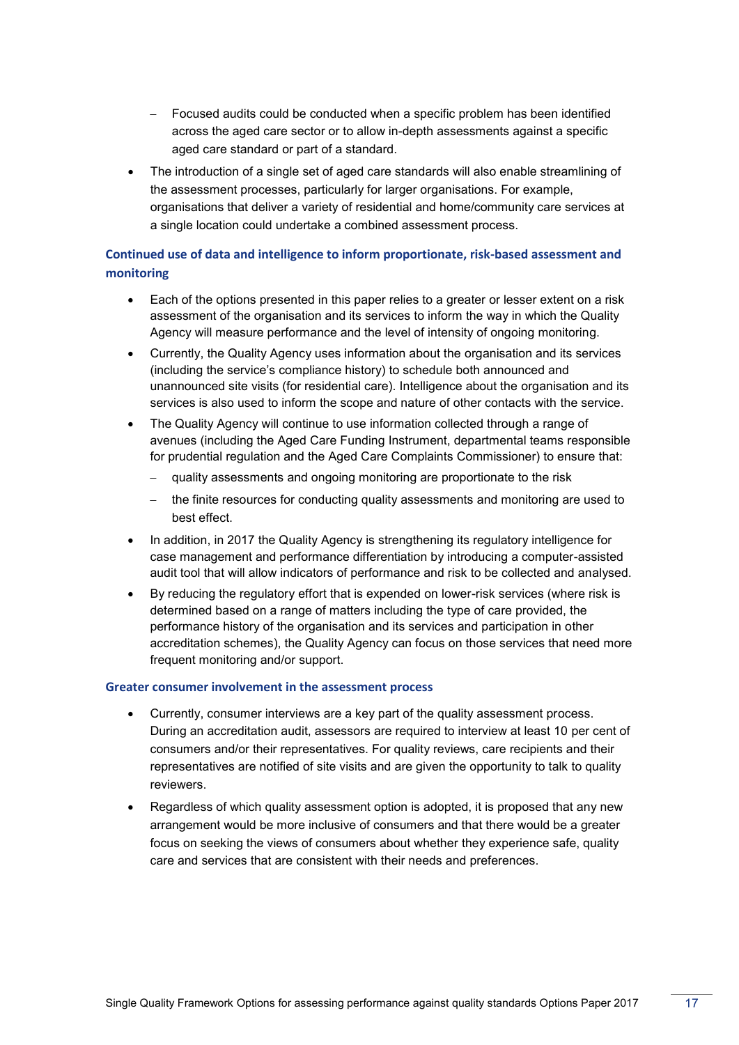- Focused audits could be conducted when a specific problem has been identified across the aged care sector or to allow in-depth assessments against a specific aged care standard or part of a standard.
- The introduction of a single set of aged care standards will also enable streamlining of the assessment processes, particularly for larger organisations. For example, organisations that deliver a variety of residential and home/community care services at a single location could undertake a combined assessment process.

### Continued use of data and intelligence to inform proportionate, risk-based assessment and monitoring

- Each of the options presented in this paper relies to a greater or lesser extent on a risk assessment of the organisation and its services to inform the way in which the Quality Agency will measure performance and the level of intensity of ongoing monitoring.
- Currently, the Quality Agency uses information about the organisation and its services (including the service's compliance history) to schedule both announced and unannounced site visits (for residential care). Intelligence about the organisation and its services is also used to inform the scope and nature of other contacts with the service.
- The Quality Agency will continue to use information collected through a range of avenues (including the Aged Care Funding Instrument, departmental teams responsible for prudential regulation and the Aged Care Complaints Commissioner) to ensure that:
  - quality assessments and ongoing monitoring are proportionate to the risk
  - the finite resources for conducting quality assessments and monitoring are used to best effect.
- In addition, in 2017 the Quality Agency is strengthening its regulatory intelligence for case management and performance differentiation by introducing a computer-assisted audit tool that will allow indicators of performance and risk to be collected and analysed.
- By reducing the regulatory effort that is expended on lower-risk services (where risk is determined based on a range of matters including the type of care provided, the performance history of the organisation and its services and participation in other accreditation schemes), the Quality Agency can focus on those services that need more frequent monitoring and/or support.

### Greater consumer involvement in the assessment process

- Currently, consumer interviews are a key part of the quality assessment process. During an accreditation audit, assessors are required to interview at least 10 per cent of consumers and/or their representatives. For quality reviews, care recipients and their representatives are notified of site visits and are given the opportunity to talk to quality reviewers.
- Regardless of which quality assessment option is adopted, it is proposed that any new arrangement would be more inclusive of consumers and that there would be a greater focus on seeking the views of consumers about whether they experience safe, quality care and services that are consistent with their needs and preferences.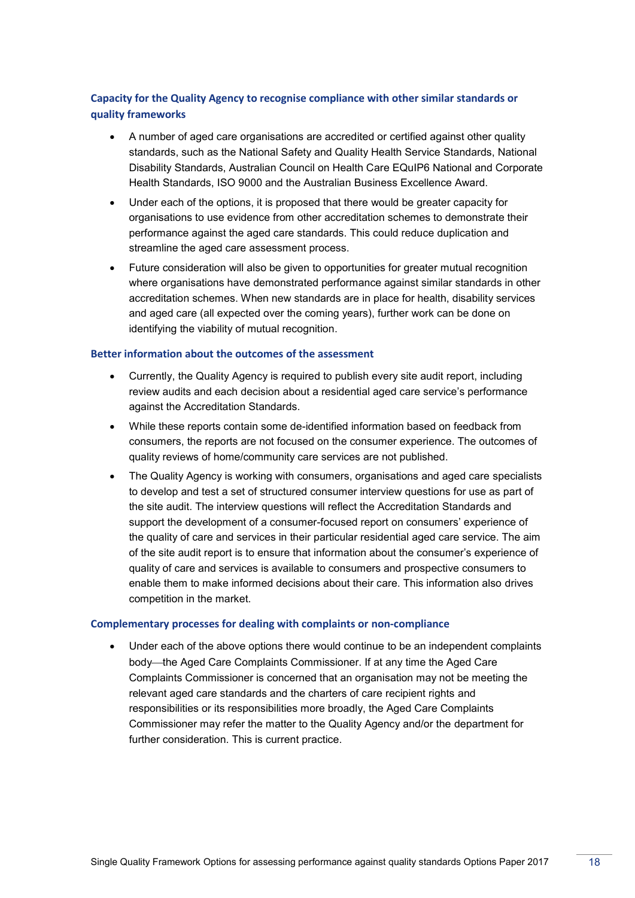### Capacity for the Quality Agency to recognise compliance with other similar standards or quality frameworks

- A number of aged care organisations are accredited or certified against other quality standards, such as the National Safety and Quality Health Service Standards, National Disability Standards, Australian Council on Health Care EQuIP6 National and Corporate Health Standards, ISO 9000 and the Australian Business Excellence Award.
- Under each of the options, it is proposed that there would be greater capacity for organisations to use evidence from other accreditation schemes to demonstrate their performance against the aged care standards. This could reduce duplication and streamline the aged care assessment process.
- Future consideration will also be given to opportunities for greater mutual recognition where organisations have demonstrated performance against similar standards in other accreditation schemes. When new standards are in place for health, disability services and aged care (all expected over the coming years), further work can be done on identifying the viability of mutual recognition.

### Better information about the outcomes of the assessment

- Currently, the Quality Agency is required to publish every site audit report, including review audits and each decision about a residential aged care service's performance against the Accreditation Standards.
- While these reports contain some de-identified information based on feedback from consumers, the reports are not focused on the consumer experience. The outcomes of quality reviews of home/community care services are not published.
- The Quality Agency is working with consumers, organisations and aged care specialists to develop and test a set of structured consumer interview questions for use as part of the site audit. The interview questions will reflect the Accreditation Standards and support the development of a consumer-focused report on consumers' experience of the quality of care and services in their particular residential aged care service. The aim of the site audit report is to ensure that information about the consumer's experience of quality of care and services is available to consumers and prospective consumers to enable them to make informed decisions about their care. This information also drives competition in the market.

### Complementary processes for dealing with complaints or non-compliance

- Under each of the above options there would continue to be an independent complaints body—the Aged Care Complaints Commissioner. If at any time the Aged Care Complaints Commissioner is concerned that an organisation may not be meeting the relevant aged care standards and the charters of care recipient rights and responsibilities or its responsibilities more broadly, the Aged Care Complaints Commissioner may refer the matter to the Quality Agency and/or the department for further consideration. This is current practice.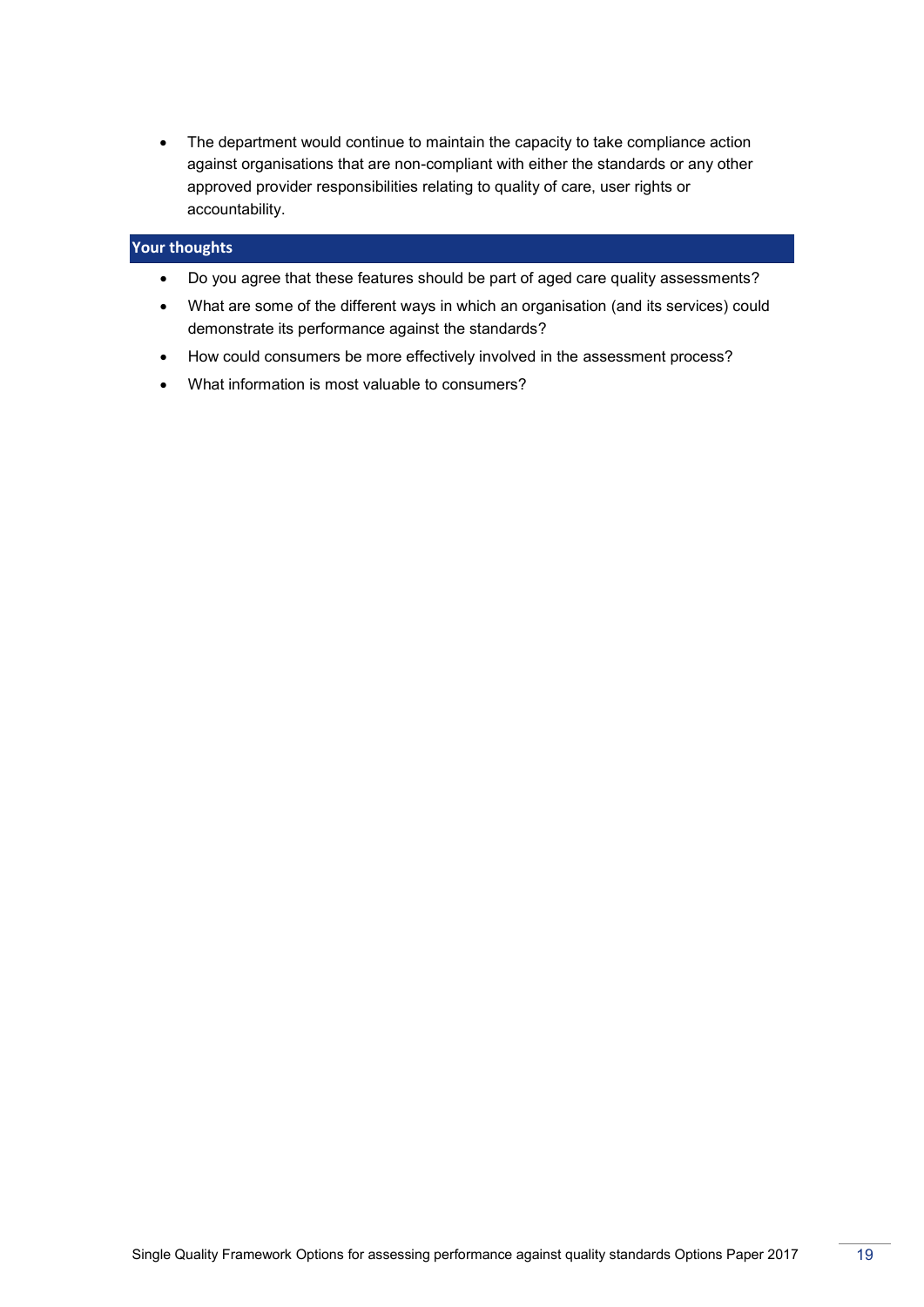- The department would continue to maintain the capacity to take compliance action against organisations that are non-compliant with either the standards or any other approved provider responsibilities relating to quality of care, user rights or accountability.

### Your thoughts

- Do you agree that these features should be part of aged care quality assessments?
- What are some of the different ways in which an organisation (and its services) could demonstrate its performance against the standards?
- How could consumers be more effectively involved in the assessment process?
- What information is most valuable to consumers?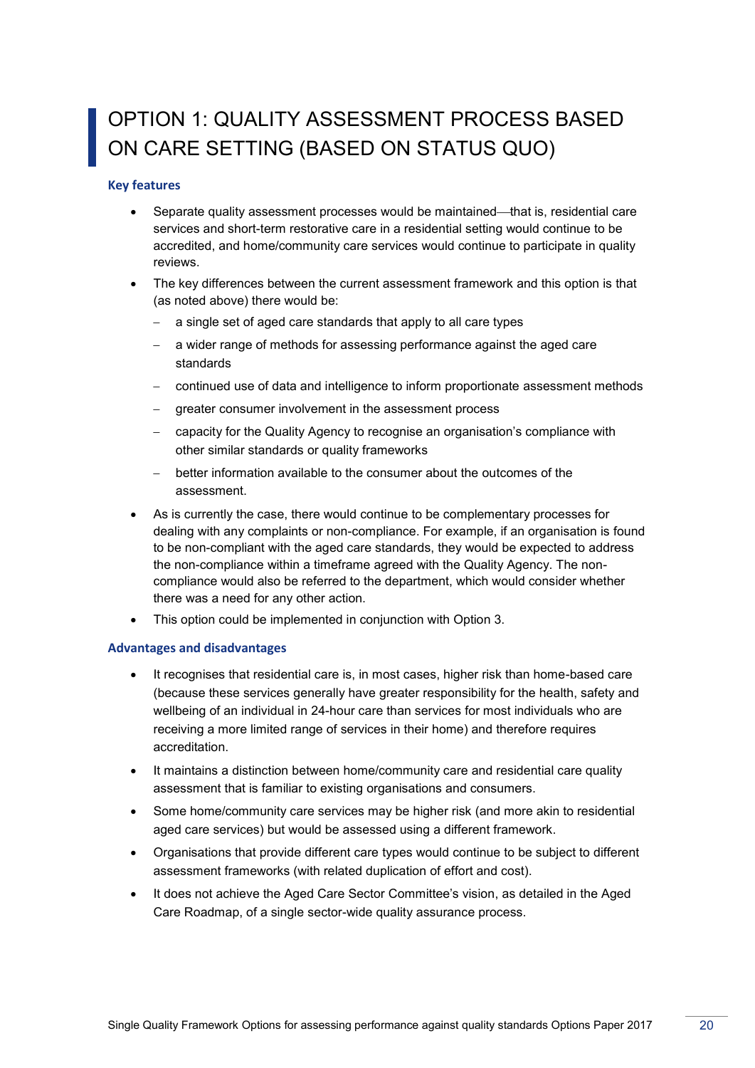# OPTION 1: QUALITY ASSESSMENT PROCESS BASED ON CARE SETTING (BASED ON STATUS QUO)

### Key features

- Separate quality assessment processes would be maintained—that is, residential care services and short-term restorative care in a residential setting would continue to be accredited, and home/community care services would continue to participate in quality reviews.
- The key differences between the current assessment framework and this option is that (as noted above) there would be:
  - a single set of aged care standards that apply to all care types
  - a wider range of methods for assessing performance against the aged care standards
  - continued use of data and intelligence to inform proportionate assessment methods
  - greater consumer involvement in the assessment process
  - capacity for the Quality Agency to recognise an organisation's compliance with other similar standards or quality frameworks
  - better information available to the consumer about the outcomes of the assessment.
- As is currently the case, there would continue to be complementary processes for dealing with any complaints or non-compliance. For example, if an organisation is found to be non-compliant with the aged care standards, they would be expected to address the non-compliance within a timeframe agreed with the Quality Agency. The non-compliance would also be referred to the department, which would consider whether there was a need for any other action.
- This option could be implemented in conjunction with Option 3.

### Advantages and disadvantages

- It recognises that residential care is, in most cases, higher risk than home-based care (because these services generally have greater responsibility for the health, safety and wellbeing of an individual in 24-hour care than services for most individuals who are receiving a more limited range of services in their home) and therefore requires accreditation.
- It maintains a distinction between home/community care and residential care quality assessment that is familiar to existing organisations and consumers.
- Some home/community care services may be higher risk (and more akin to residential aged care services) but would be assessed using a different framework.
- Organisations that provide different care types would continue to be subject to different assessment frameworks (with related duplication of effort and cost).
- It does not achieve the Aged Care Sector Committee's vision, as detailed in the Aged Care Roadmap, of a single sector-wide quality assurance process.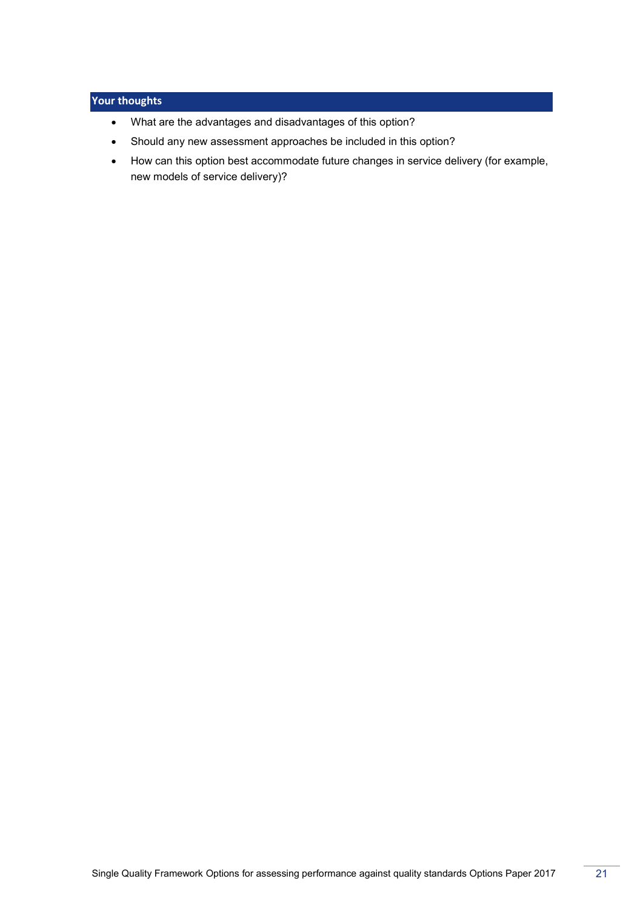## Your thoughts

- What are the advantages and disadvantages of this option?
- Should any new assessment approaches be included in this option?
- How can this option best accommodate future changes in service delivery (for example, new models of service delivery)?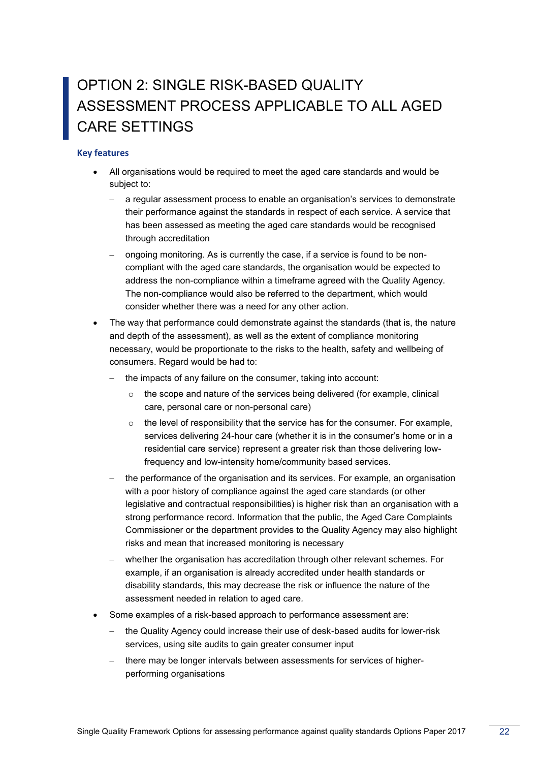# OPTION 2: SINGLE RISK-BASED QUALITY ASSESSMENT PROCESS APPLICABLE TO ALL AGED CARE SETTINGS

### Key features

- All organisations would be required to meet the aged care standards and would be subject to:
  - a regular assessment process to enable an organisation's services to demonstrate their performance against the standards in respect of each service. A service that has been assessed as meeting the aged care standards would be recognised through accreditation
  - ongoing monitoring. As is currently the case, if a service is found to be non-compliant with the aged care standards, the organisation would be expected to address the non-compliance within a timeframe agreed with the Quality Agency. The non-compliance would also be referred to the department, which would consider whether there was a need for any other action.
- The way that performance could demonstrate against the standards (that is, the nature and depth of the assessment), as well as the extent of compliance monitoring necessary, would be proportionate to the risks to the health, safety and wellbeing of consumers. Regard would be had to:
  - the impacts of any failure on the consumer, taking into account:
    - the scope and nature of the services being delivered (for example, clinical care, personal care or non-personal care)
    - the level of responsibility that the service has for the consumer. For example, services delivering 24-hour care (whether it is in the consumer's home or in a residential care service) represent a greater risk than those delivering low-frequency and low-intensity home/community based services.
  - the performance of the organisation and its services. For example, an organisation with a poor history of compliance against the aged care standards (or other legislative and contractual responsibilities) is higher risk than an organisation with a strong performance record. Information that the public, the Aged Care Complaints Commissioner or the department provides to the Quality Agency may also highlight risks and mean that increased monitoring is necessary
  - whether the organisation has accreditation through other relevant schemes. For example, if an organisation is already accredited under health standards or disability standards, this may decrease the risk or influence the nature of the assessment needed in relation to aged care.
- Some examples of a risk-based approach to performance assessment are:
  - the Quality Agency could increase their use of desk-based audits for lower-risk services, using site audits to gain greater consumer input
  - there may be longer intervals between assessments for services of higher-performing organisations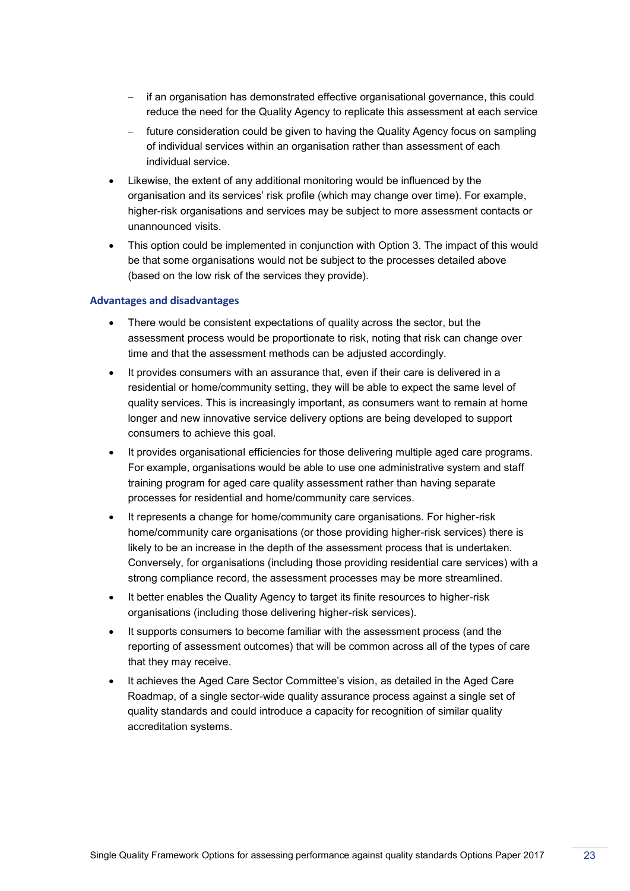- if an organisation has demonstrated effective organisational governance, this could reduce the need for the Quality Agency to replicate this assessment at each service
  - future consideration could be given to having the Quality Agency focus on sampling of individual services within an organisation rather than assessment of each individual service.
- Likewise, the extent of any additional monitoring would be influenced by the organisation and its services' risk profile (which may change over time). For example, higher-risk organisations and services may be subject to more assessment contacts or unannounced visits.
- This option could be implemented in conjunction with Option 3. The impact of this would be that some organisations would not be subject to the processes detailed above (based on the low risk of the services they provide).

### Advantages and disadvantages

- There would be consistent expectations of quality across the sector, but the assessment process would be proportionate to risk, noting that risk can change over time and that the assessment methods can be adjusted accordingly.
- It provides consumers with an assurance that, even if their care is delivered in a residential or home/community setting, they will be able to expect the same level of quality services. This is increasingly important, as consumers want to remain at home longer and new innovative service delivery options are being developed to support consumers to achieve this goal.
- It provides organisational efficiencies for those delivering multiple aged care programs. For example, organisations would be able to use one administrative system and staff training program for aged care quality assessment rather than having separate processes for residential and home/community care services.
- It represents a change for home/community care organisations. For higher-risk home/community care organisations (or those providing higher-risk services) there is likely to be an increase in the depth of the assessment process that is undertaken. Conversely, for organisations (including those providing residential care services) with a strong compliance record, the assessment processes may be more streamlined.
- It better enables the Quality Agency to target its finite resources to higher-risk organisations (including those delivering higher-risk services).
- It supports consumers to become familiar with the assessment process (and the reporting of assessment outcomes) that will be common across all of the types of care that they may receive.
- It achieves the Aged Care Sector Committee's vision, as detailed in the Aged Care Roadmap, of a single sector-wide quality assurance process against a single set of quality standards and could introduce a capacity for recognition of similar quality accreditation systems.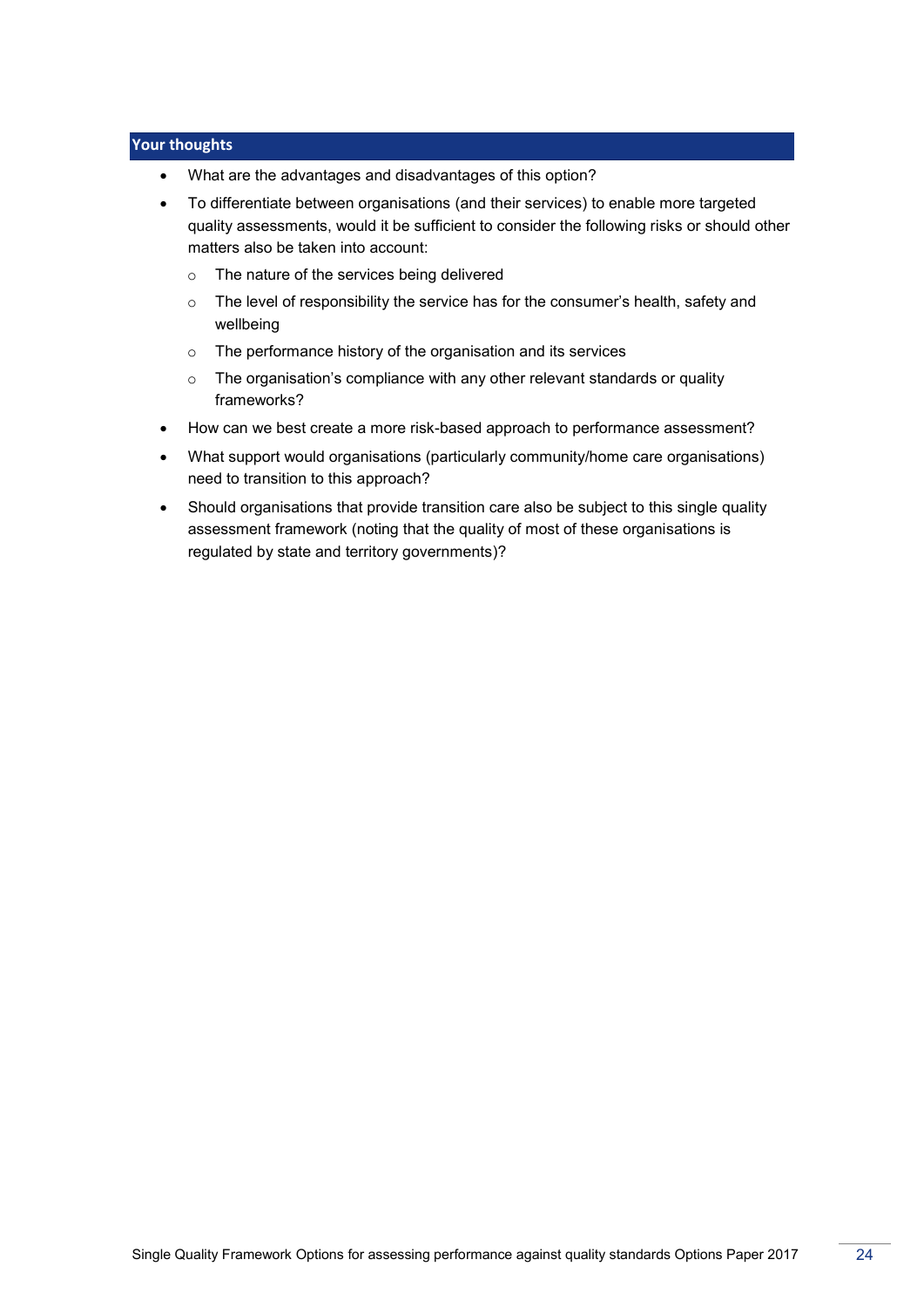## Your thoughts

- What are the advantages and disadvantages of this option?
- To differentiate between organisations (and their services) to enable more targeted quality assessments, would it be sufficient to consider the following risks or should other matters also be taken into account:
  - The nature of the services being delivered
  - The level of responsibility the service has for the consumer's health, safety and wellbeing
  - The performance history of the organisation and its services
  - The organisation's compliance with any other relevant standards or quality frameworks?
- How can we best create a more risk-based approach to performance assessment?
- What support would organisations (particularly community/home care organisations) need to transition to this approach?
- Should organisations that provide transition care also be subject to this single quality assessment framework (noting that the quality of most of these organisations is regulated by state and territory governments)?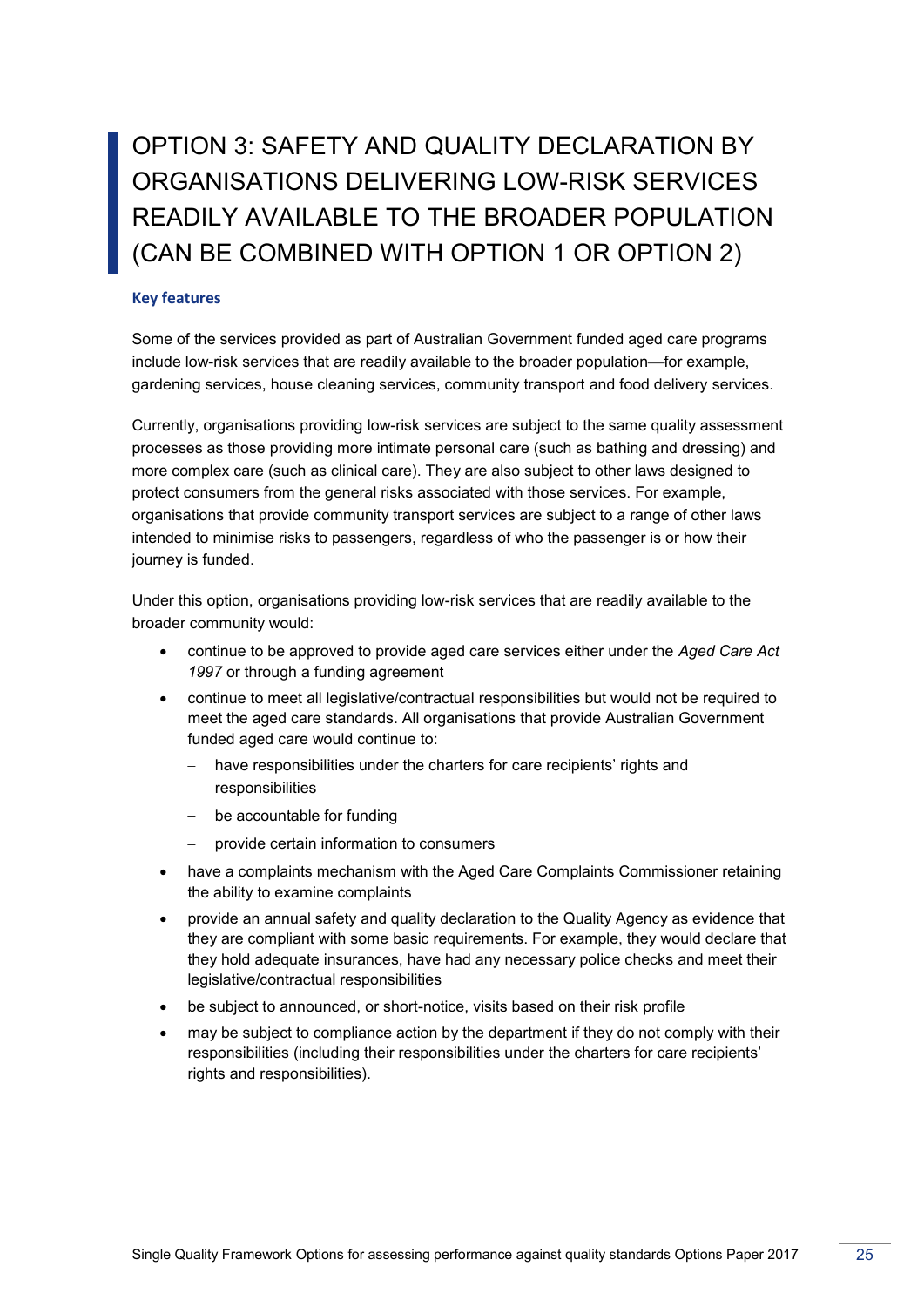# OPTION 3: SAFETY AND QUALITY DECLARATION BY ORGANISATIONS DELIVERING LOW-RISK SERVICES READILY AVAILABLE TO THE BROADER POPULATION (CAN BE COMBINED WITH OPTION 1 OR OPTION 2)

### Key features

Some of the services provided as part of Australian Government funded aged care programs include low-risk services that are readily available to the broader population—for example, gardening services, house cleaning services, community transport and food delivery services.

Currently, organisations providing low-risk services are subject to the same quality assessment processes as those providing more intimate personal care (such as bathing and dressing) and more complex care (such as clinical care). They are also subject to other laws designed to protect consumers from the general risks associated with those services. For example, organisations that provide community transport services are subject to a range of other laws intended to minimise risks to passengers, regardless of who the passenger is or how their journey is funded.

Under this option, organisations providing low-risk services that are readily available to the broader community would:

- continue to be approved to provide aged care services either under the *Aged Care Act 1997* or through a funding agreement
- continue to meet all legislative/contractual responsibilities but would not be required to meet the aged care standards. All organisations that provide Australian Government funded aged care would continue to:
  - have responsibilities under the charters for care recipients' rights and responsibilities
  - be accountable for funding
  - provide certain information to consumers
- have a complaints mechanism with the Aged Care Complaints Commissioner retaining the ability to examine complaints
- provide an annual safety and quality declaration to the Quality Agency as evidence that they are compliant with some basic requirements. For example, they would declare that they hold adequate insurances, have had any necessary police checks and meet their legislative/contractual responsibilities
- be subject to announced, or short-notice, visits based on their risk profile
- may be subject to compliance action by the department if they do not comply with their responsibilities (including their responsibilities under the charters for care recipients' rights and responsibilities).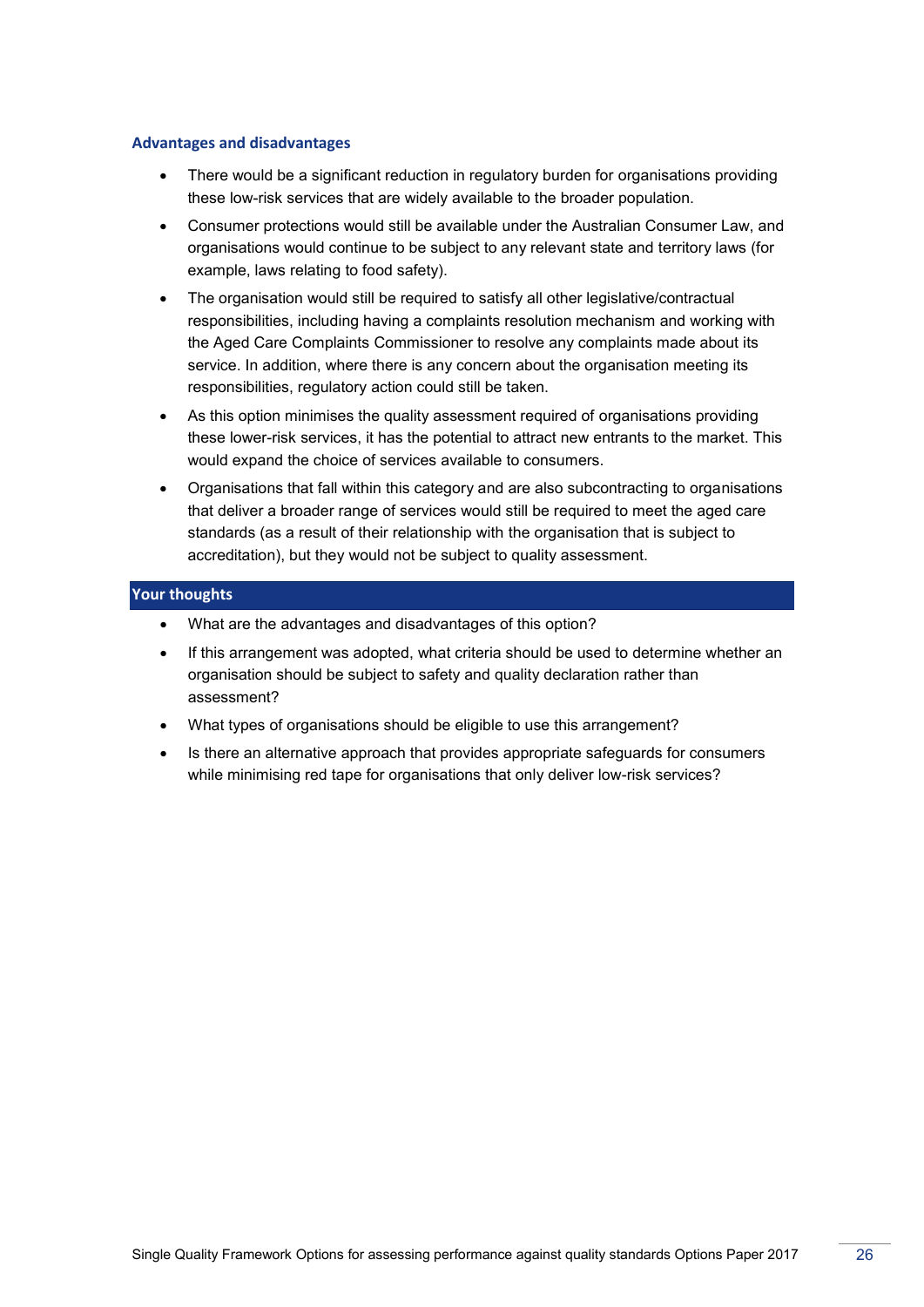### Advantages and disadvantages

- There would be a significant reduction in regulatory burden for organisations providing these low-risk services that are widely available to the broader population.
- Consumer protections would still be available under the Australian Consumer Law, and organisations would continue to be subject to any relevant state and territory laws (for example, laws relating to food safety).
- The organisation would still be required to satisfy all other legislative/contractual responsibilities, including having a complaints resolution mechanism and working with the Aged Care Complaints Commissioner to resolve any complaints made about its service. In addition, where there is any concern about the organisation meeting its responsibilities, regulatory action could still be taken.
- As this option minimises the quality assessment required of organisations providing these lower-risk services, it has the potential to attract new entrants to the market. This would expand the choice of services available to consumers.
- Organisations that fall within this category and are also subcontracting to organisations that deliver a broader range of services would still be required to meet the aged care standards (as a result of their relationship with the organisation that is subject to accreditation), but they would not be subject to quality assessment.

### Your thoughts

- What are the advantages and disadvantages of this option?
- If this arrangement was adopted, what criteria should be used to determine whether an organisation should be subject to safety and quality declaration rather than assessment?
- What types of organisations should be eligible to use this arrangement?
- Is there an alternative approach that provides appropriate safeguards for consumers while minimising red tape for organisations that only deliver low-risk services?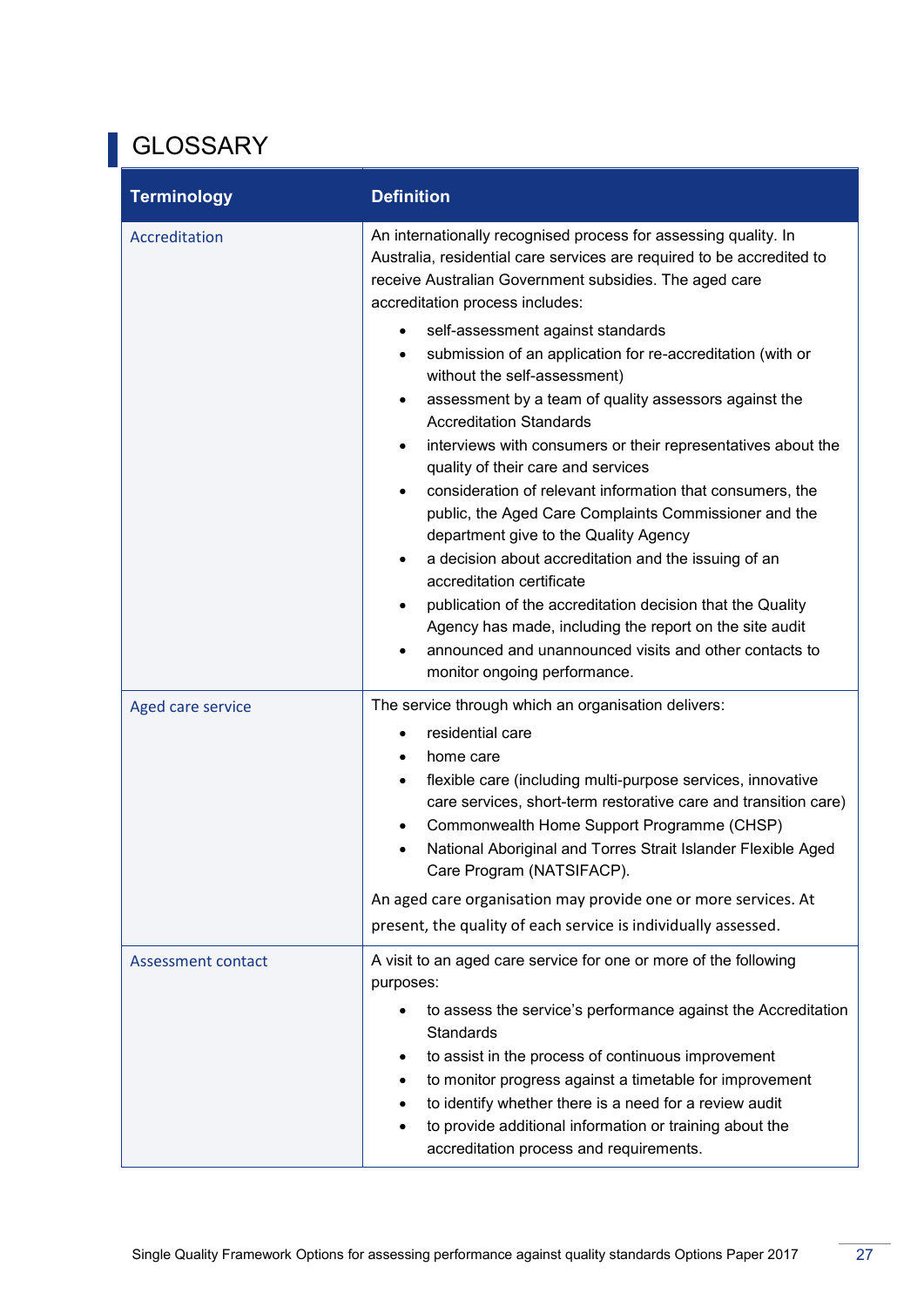# GLOSSARY

| Terminology | Definition |
|---|---|
| Accreditation | An internationally recognised process for assessing quality. In Australia, residential care services are required to be accredited to receive Australian Government subsidies. The aged care accreditation process includes:<br>• self-assessment against standards<br>• submission of an application for re-accreditation (with or without the self-assessment)<br>• assessment by a team of quality assessors against the Accreditation Standards<br>• interviews with consumers or their representatives about the quality of their care and services<br>• consideration of relevant information that consumers, the public, the Aged Care Complaints Commissioner and the department give to the Quality Agency<br>• a decision about accreditation and the issuing of an accreditation certificate<br>• publication of the accreditation decision that the Quality Agency has made, including the report on the site audit<br>• announced and unannounced visits and other contacts to monitor ongoing performance. |
| Aged care service | The service through which an organisation delivers:<br>• residential care<br>• home care<br>• flexible care (including multi-purpose services, innovative care services, short-term restorative care and transition care)<br>• Commonwealth Home Support Programme (CHSP)<br>• National Aboriginal and Torres Strait Islander Flexible Aged Care Program (NATSIFACP).<br>An aged care organisation may provide one or more services. At present, the quality of each service is individually assessed. |
| Assessment contact | A visit to an aged care service for one or more of the following purposes:<br>• to assess the service's performance against the Accreditation Standards<br>• to assist in the process of continuous improvement<br>• to monitor progress against a timetable for improvement<br>• to identify whether there is a need for a review audit<br>• to provide additional information or training about the accreditation process and requirements. |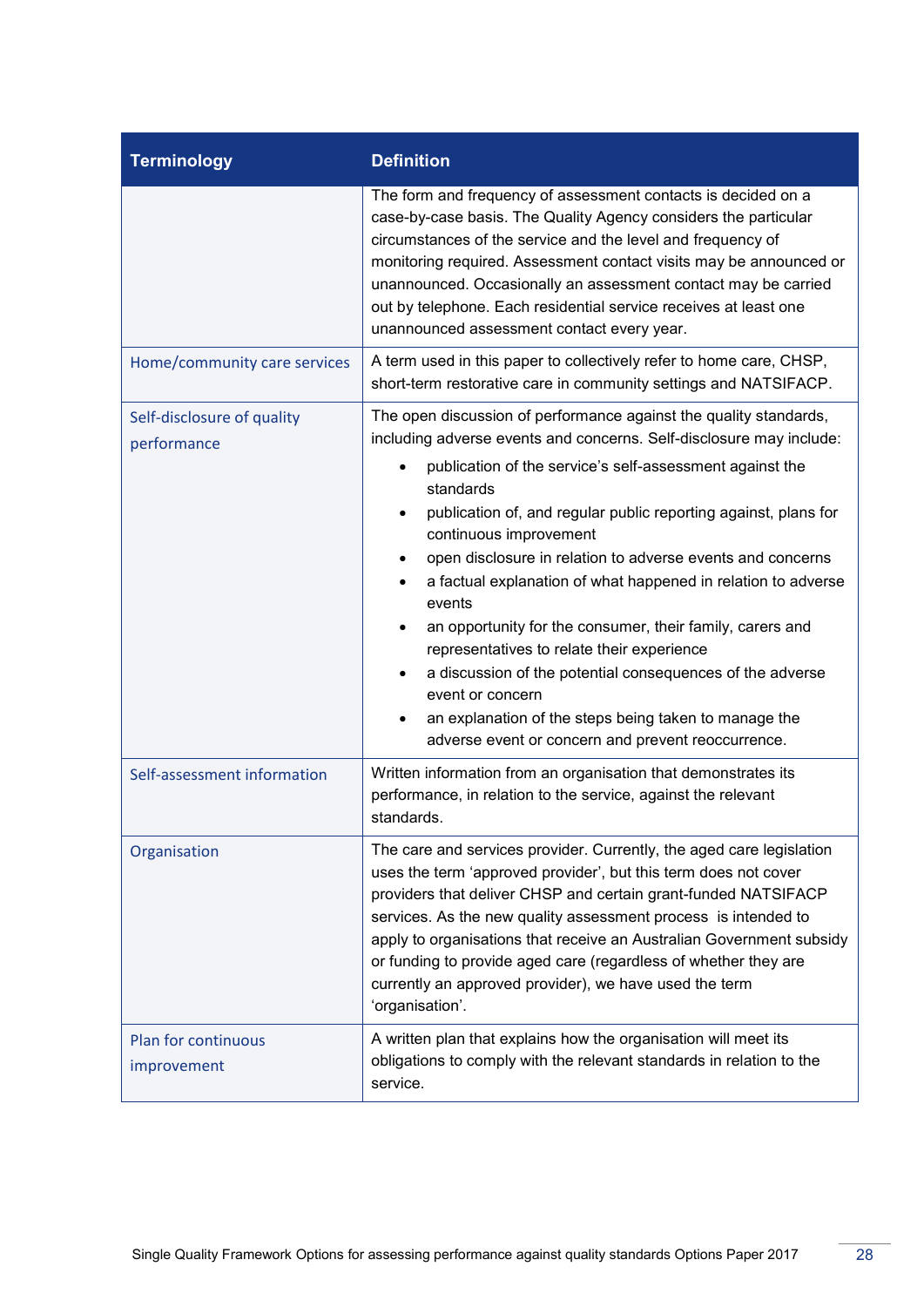| Terminology | Definition |
| --- | --- |
| | The form and frequency of assessment contacts is decided on a case-by-case basis. The Quality Agency considers the particular circumstances of the service and the level and frequency of monitoring required. Assessment contact visits may be announced or unannounced. Occasionally an assessment contact may be carried out by telephone. Each residential service receives at least one unannounced assessment contact every year. |
| Home/community care services | A term used in this paper to collectively refer to home care, CHSP, short-term restorative care in community settings and NATSIFACP. |
| Self-disclosure of quality performance | The open discussion of performance against the quality standards, including adverse events and concerns. Self-disclosure may include:<br>• publication of the service's self-assessment against the standards<br>• publication of, and regular public reporting against, plans for continuous improvement<br>• open disclosure in relation to adverse events and concerns<br>• a factual explanation of what happened in relation to adverse events<br>• an opportunity for the consumer, their family, carers and representatives to relate their experience<br>• a discussion of the potential consequences of the adverse event or concern<br>• an explanation of the steps being taken to manage the adverse event or concern and prevent reoccurrence. |
| Self-assessment information | Written information from an organisation that demonstrates its performance, in relation to the service, against the relevant standards. |
| Organisation | The care and services provider. Currently, the aged care legislation uses the term 'approved provider', but this term does not cover providers that deliver CHSP and certain grant-funded NATSIFACP services. As the new quality assessment process is intended to apply to organisations that receive an Australian Government subsidy or funding to provide aged care (regardless of whether they are currently an approved provider), we have used the term 'organisation'. |
| Plan for continuous improvement | A written plan that explains how the organisation will meet its obligations to comply with the relevant standards in relation to the service. |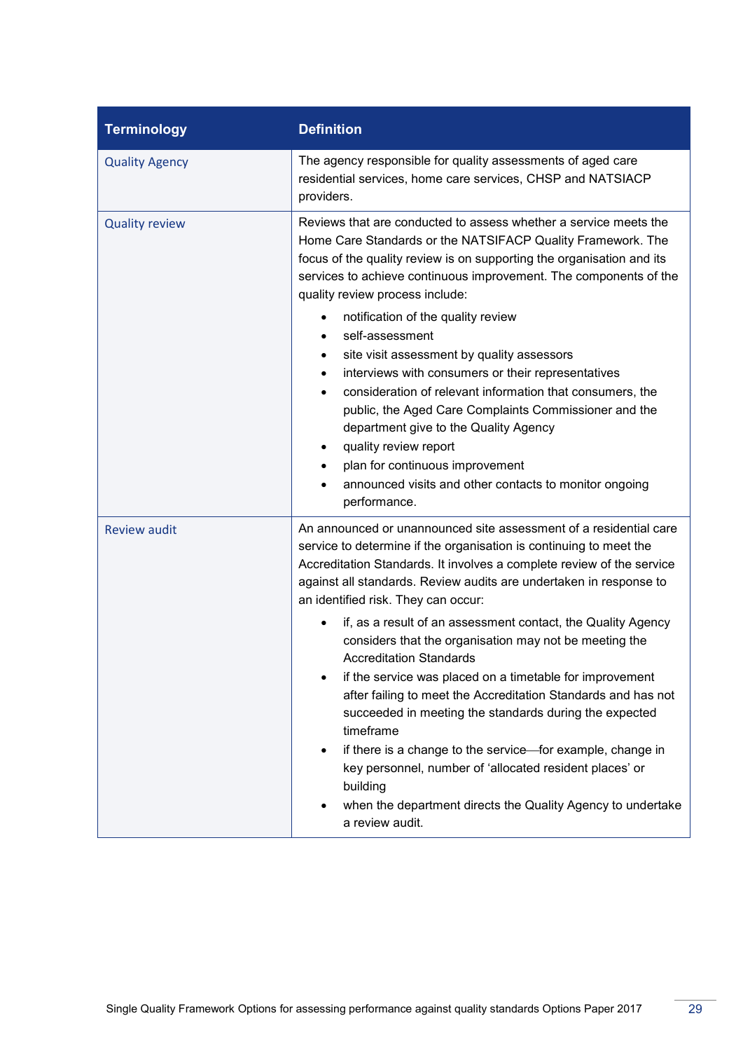| Terminology | Definition |
|---|---|
| Quality Agency | The agency responsible for quality assessments of aged care residential services, home care services, CHSP and NATSIACP providers. |
| Quality review | Reviews that are conducted to assess whether a service meets the Home Care Standards or the NATSIFACP Quality Framework. The focus of the quality review is on supporting the organisation and its services to achieve continuous improvement. The components of the quality review process include:<br>• notification of the quality review<br>• self-assessment<br>• site visit assessment by quality assessors<br>• interviews with consumers or their representatives<br>• consideration of relevant information that consumers, the public, the Aged Care Complaints Commissioner and the department give to the Quality Agency<br>• quality review report<br>• plan for continuous improvement<br>• announced visits and other contacts to monitor ongoing performance. |
| Review audit | An announced or unannounced site assessment of a residential care service to determine if the organisation is continuing to meet the Accreditation Standards. It involves a complete review of the service against all standards. Review audits are undertaken in response to an identified risk. They can occur:<br>• if, as a result of an assessment contact, the Quality Agency considers that the organisation may not be meeting the Accreditation Standards<br>• if the service was placed on a timetable for improvement after failing to meet the Accreditation Standards and has not succeeded in meeting the standards during the expected timeframe<br>• if there is a change to the service—for example, change in key personnel, number of 'allocated resident places' or building<br>• when the department directs the Quality Agency to undertake a review audit. |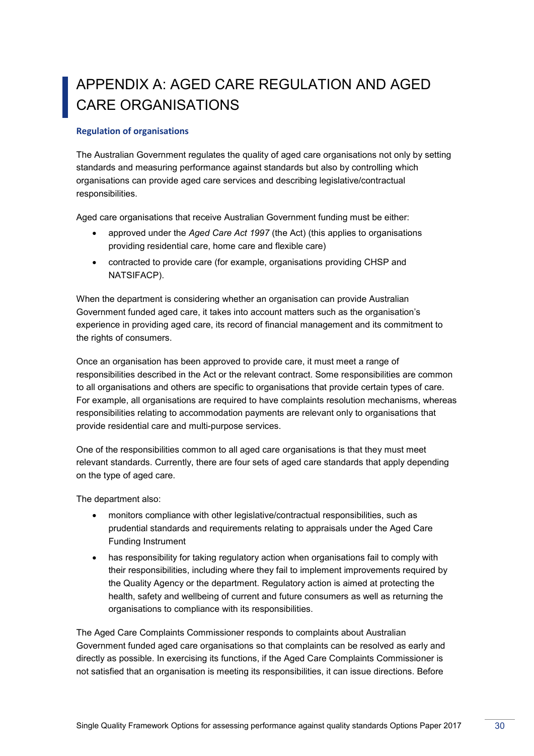# APPENDIX A: AGED CARE REGULATION AND AGED CARE ORGANISATIONS

### Regulation of organisations

The Australian Government regulates the quality of aged care organisations not only by setting standards and measuring performance against standards but also by controlling which organisations can provide aged care services and describing legislative/contractual responsibilities.

Aged care organisations that receive Australian Government funding must be either:

- approved under the *Aged Care Act 1997* (the Act) (this applies to organisations providing residential care, home care and flexible care)
- contracted to provide care (for example, organisations providing CHSP and NATSIFACP).

When the department is considering whether an organisation can provide Australian Government funded aged care, it takes into account matters such as the organisation's experience in providing aged care, its record of financial management and its commitment to the rights of consumers.

Once an organisation has been approved to provide care, it must meet a range of responsibilities described in the Act or the relevant contract. Some responsibilities are common to all organisations and others are specific to organisations that provide certain types of care. For example, all organisations are required to have complaints resolution mechanisms, whereas responsibilities relating to accommodation payments are relevant only to organisations that provide residential care and multi-purpose services.

One of the responsibilities common to all aged care organisations is that they must meet relevant standards. Currently, there are four sets of aged care standards that apply depending on the type of aged care.

The department also:

- monitors compliance with other legislative/contractual responsibilities, such as prudential standards and requirements relating to appraisals under the Aged Care Funding Instrument
- has responsibility for taking regulatory action when organisations fail to comply with their responsibilities, including where they fail to implement improvements required by the Quality Agency or the department. Regulatory action is aimed at protecting the health, safety and wellbeing of current and future consumers as well as returning the organisations to compliance with its responsibilities.

The Aged Care Complaints Commissioner responds to complaints about Australian Government funded aged care organisations so that complaints can be resolved as early and directly as possible. In exercising its functions, if the Aged Care Complaints Commissioner is not satisfied that an organisation is meeting its responsibilities, it can issue directions. Before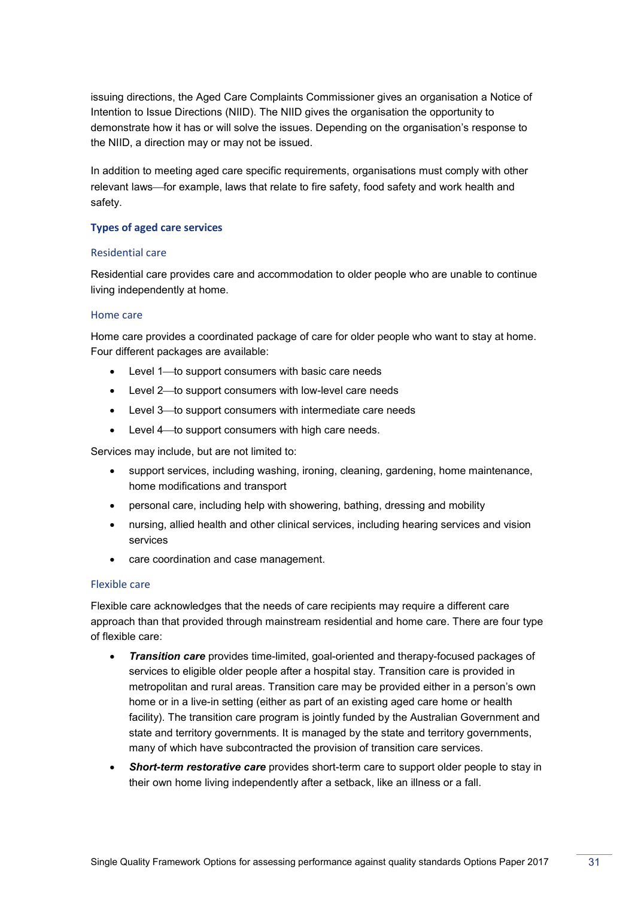issuing directions, the Aged Care Complaints Commissioner gives an organisation a Notice of Intention to Issue Directions (NIID). The NIID gives the organisation the opportunity to demonstrate how it has or will solve the issues. Depending on the organisation's response to the NIID, a direction may or may not be issued.

In addition to meeting aged care specific requirements, organisations must comply with other relevant laws—for example, laws that relate to fire safety, food safety and work health and safety.

### Types of aged care services

#### Residential care

Residential care provides care and accommodation to older people who are unable to continue living independently at home.

#### Home care

Home care provides a coordinated package of care for older people who want to stay at home. Four different packages are available:

- Level 1—to support consumers with basic care needs
- Level 2—to support consumers with low-level care needs
- Level 3—to support consumers with intermediate care needs
- Level 4—to support consumers with high care needs.

Services may include, but are not limited to:

- support services, including washing, ironing, cleaning, gardening, home maintenance, home modifications and transport
- personal care, including help with showering, bathing, dressing and mobility
- nursing, allied health and other clinical services, including hearing services and vision services
- care coordination and case management.

#### Flexible care

Flexible care acknowledges that the needs of care recipients may require a different care approach than that provided through mainstream residential and home care. There are four type of flexible care:

- ***Transition care*** provides time-limited, goal-oriented and therapy-focused packages of services to eligible older people after a hospital stay. Transition care is provided in metropolitan and rural areas. Transition care may be provided either in a person's own home or in a live-in setting (either as part of an existing aged care home or health facility). The transition care program is jointly funded by the Australian Government and state and territory governments. It is managed by the state and territory governments, many of which have subcontracted the provision of transition care services.
- ***Short-term restorative care*** provides short-term care to support older people to stay in their own home living independently after a setback, like an illness or a fall.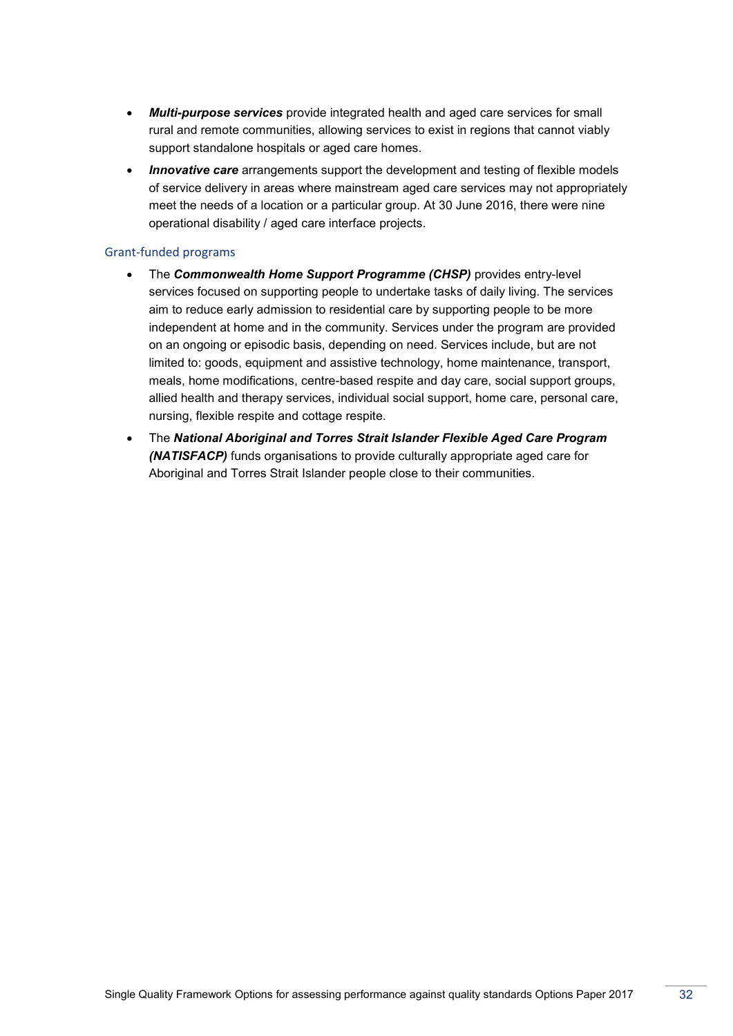- ***Multi-purpose services*** provide integrated health and aged care services for small rural and remote communities, allowing services to exist in regions that cannot viably support standalone hospitals or aged care homes.
- ***Innovative care*** arrangements support the development and testing of flexible models of service delivery in areas where mainstream aged care services may not appropriately meet the needs of a location or a particular group. At 30 June 2016, there were nine operational disability / aged care interface projects.

### Grant-funded programs

- The ***Commonwealth Home Support Programme (CHSP)*** provides entry-level services focused on supporting people to undertake tasks of daily living. The services aim to reduce early admission to residential care by supporting people to be more independent at home and in the community. Services under the program are provided on an ongoing or episodic basis, depending on need. Services include, but are not limited to: goods, equipment and assistive technology, home maintenance, transport, meals, home modifications, centre-based respite and day care, social support groups, allied health and therapy services, individual social support, home care, personal care, nursing, flexible respite and cottage respite.
- The ***National Aboriginal and Torres Strait Islander Flexible Aged Care Program (NATISFACP)*** funds organisations to provide culturally appropriate aged care for Aboriginal and Torres Strait Islander people close to their communities.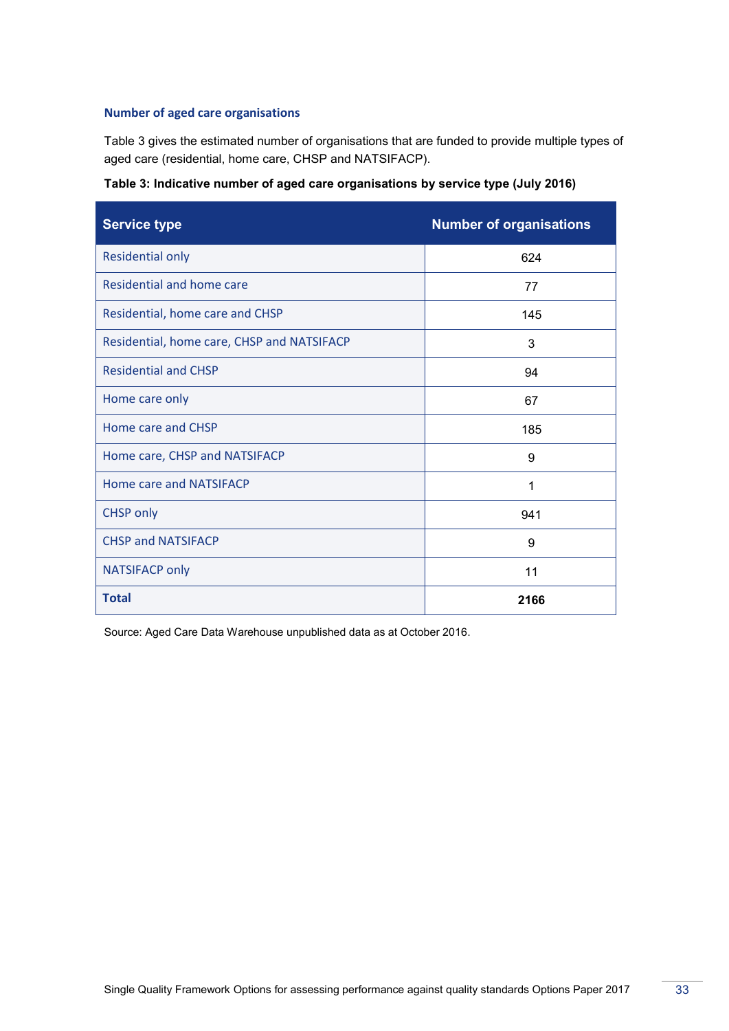### Number of aged care organisations

Table 3 gives the estimated number of organisations that are funded to provide multiple types of aged care (residential, home care, CHSP and NATSIFACP).

**Table 3: Indicative number of aged care organisations by service type (July 2016)**

| Service type | Number of organisations |
|---|---|
| Residential only | 624 |
| Residential and home care | 77 |
| Residential, home care and CHSP | 145 |
| Residential, home care, CHSP and NATSIFACP | 3 |
| Residential and CHSP | 94 |
| Home care only | 67 |
| Home care and CHSP | 185 |
| Home care, CHSP and NATSIFACP | 9 |
| Home care and NATSIFACP | 1 |
| CHSP only | 941 |
| CHSP and NATSIFACP | 9 |
| NATSIFACP only | 11 |
| **Total** | **2166** |

Source: Aged Care Data Warehouse unpublished data as at October 2016.